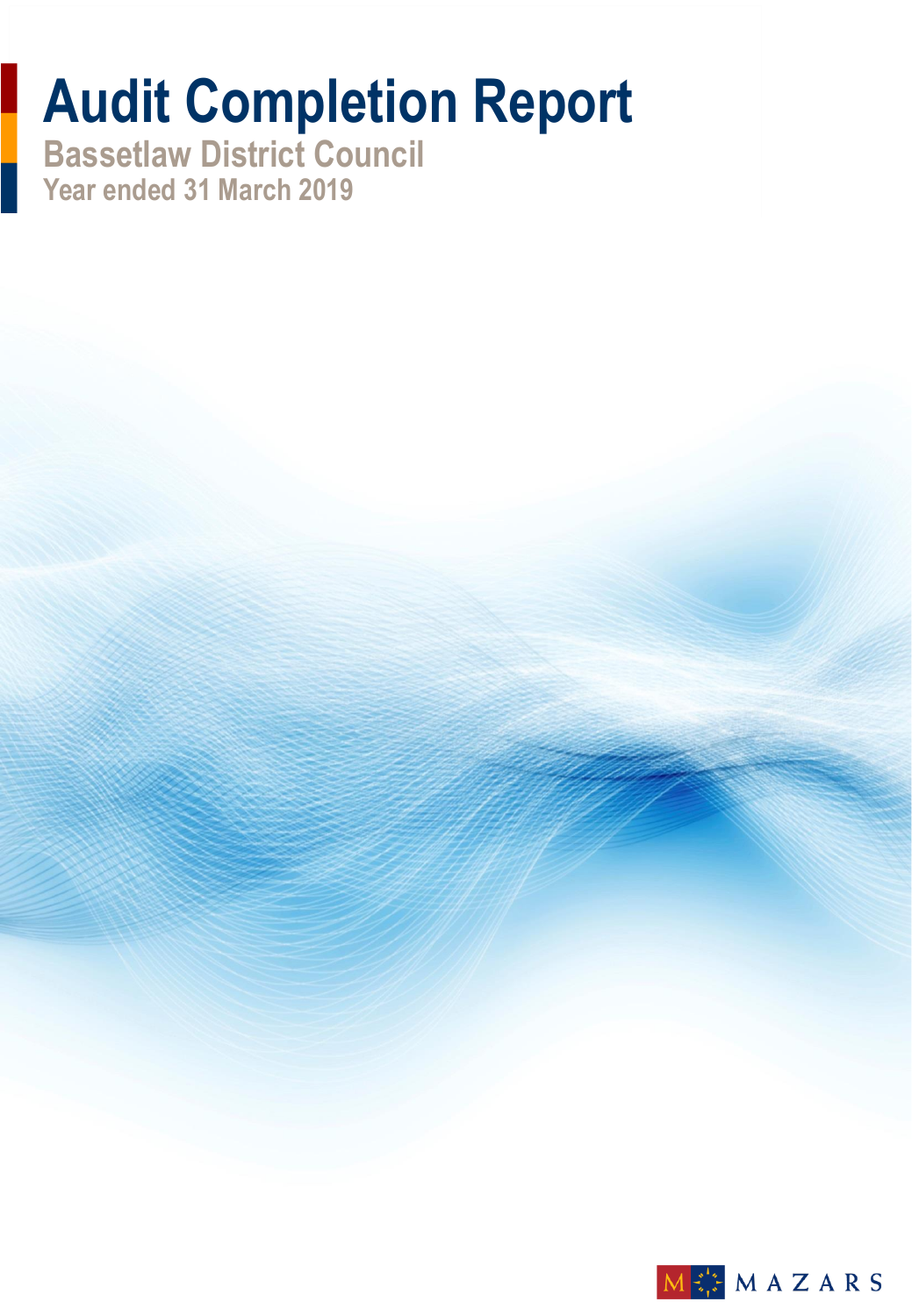# Audit Completion Report

## Bassetlaw District Council

### Year ended 31 March 2019

MAZARS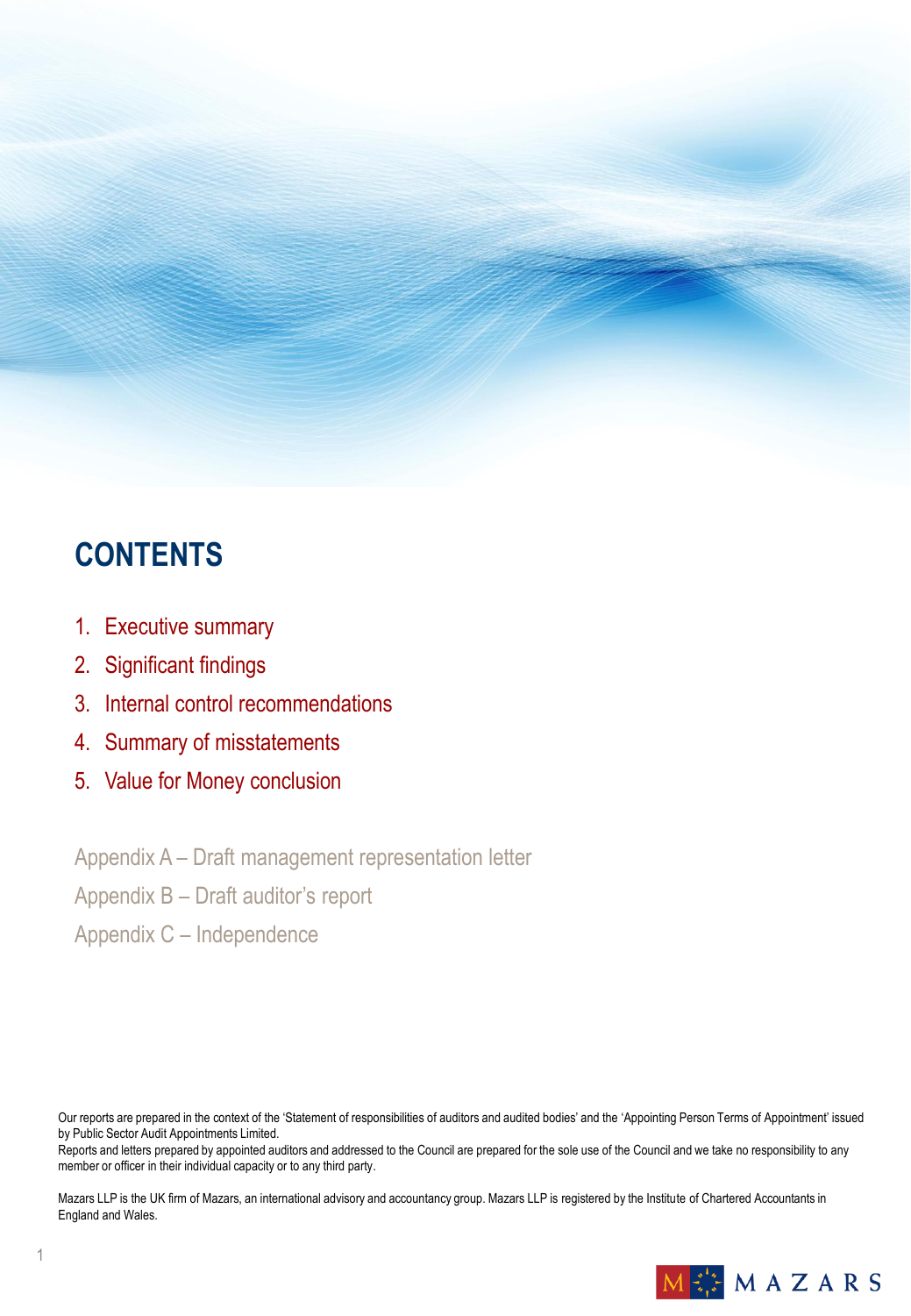# CONTENTS

1. Executive summary
2. Significant findings
3. Internal control recommendations
4. Summary of misstatements
5. Value for Money conclusion

Appendix A – Draft management representation letter

Appendix B – Draft auditor's report

Appendix C – Independence

Our reports are prepared in the context of the 'Statement of responsibilities of auditors and audited bodies' and the 'Appointing Person Terms of Appointment' issued by Public Sector Audit Appointments Limited.

Reports and letters prepared by appointed auditors and addressed to the Council are prepared for the sole use of the Council and we take no responsibility to any member or officer in their individual capacity or to any third party.

Mazars LLP is the UK firm of Mazars, an international advisory and accountancy group. Mazars LLP is registered by the Institute of Chartered Accountants in England and Wales.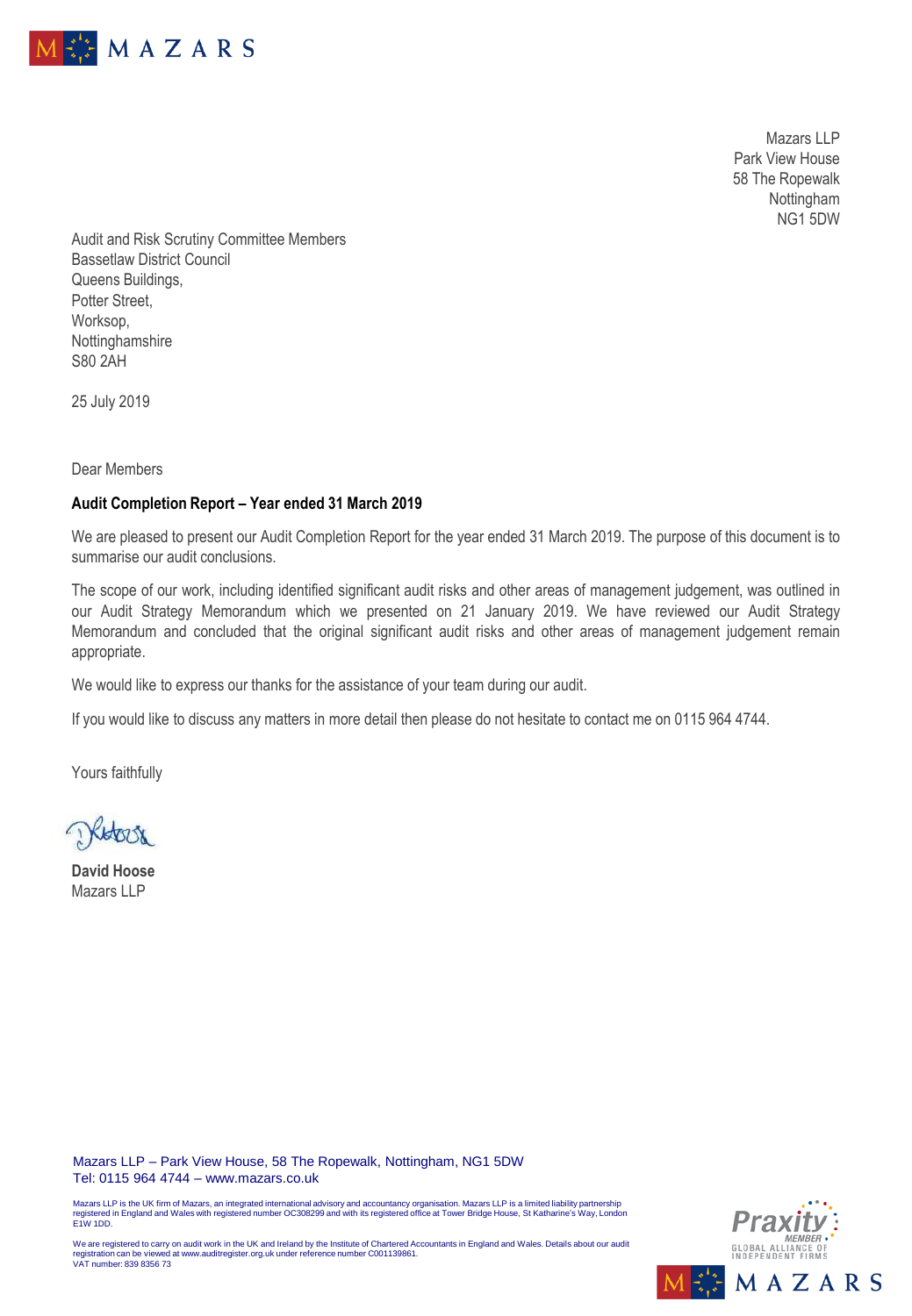Mazars LLP
Park View House
58 The Ropewalk
Nottingham
NG1 5DW

Audit and Risk Scrutiny Committee Members
Bassetlaw District Council
Queens Buildings,
Potter Street,
Worksop,
Nottinghamshire
S80 2AH

25 July 2019

Dear Members

**Audit Completion Report – Year ended 31 March 2019**

We are pleased to present our Audit Completion Report for the year ended 31 March 2019. The purpose of this document is to summarise our audit conclusions.

The scope of our work, including identified significant audit risks and other areas of management judgement, was outlined in our Audit Strategy Memorandum which we presented on 21 January 2019. We have reviewed our Audit Strategy Memorandum and concluded that the original significant audit risks and other areas of management judgement remain appropriate.

We would like to express our thanks for the assistance of your team during our audit.

If you would like to discuss any matters in more detail then please do not hesitate to contact me on 0115 964 4744.

Yours faithfully

**David Hoose**
Mazars LLP

Mazars LLP – Park View House, 58 The Ropewalk, Nottingham, NG1 5DW
Tel: 0115 964 4744 – www.mazars.co.uk

Mazars LLP is the UK firm of Mazars, an integrated international advisory and accountancy organisation. Mazars LLP is a limited liability partnership registered in England and Wales with registered number OC308299 and with its registered office at Tower Bridge House, St Katharine's Way, London E1W 1DD.

We are registered to carry on audit work in the UK and Ireland by the Institute of Chartered Accountants in England and Wales. Details about our audit registration can be viewed at www.auditregister.org.uk under reference number C001139861.
VAT number: 839 8356 73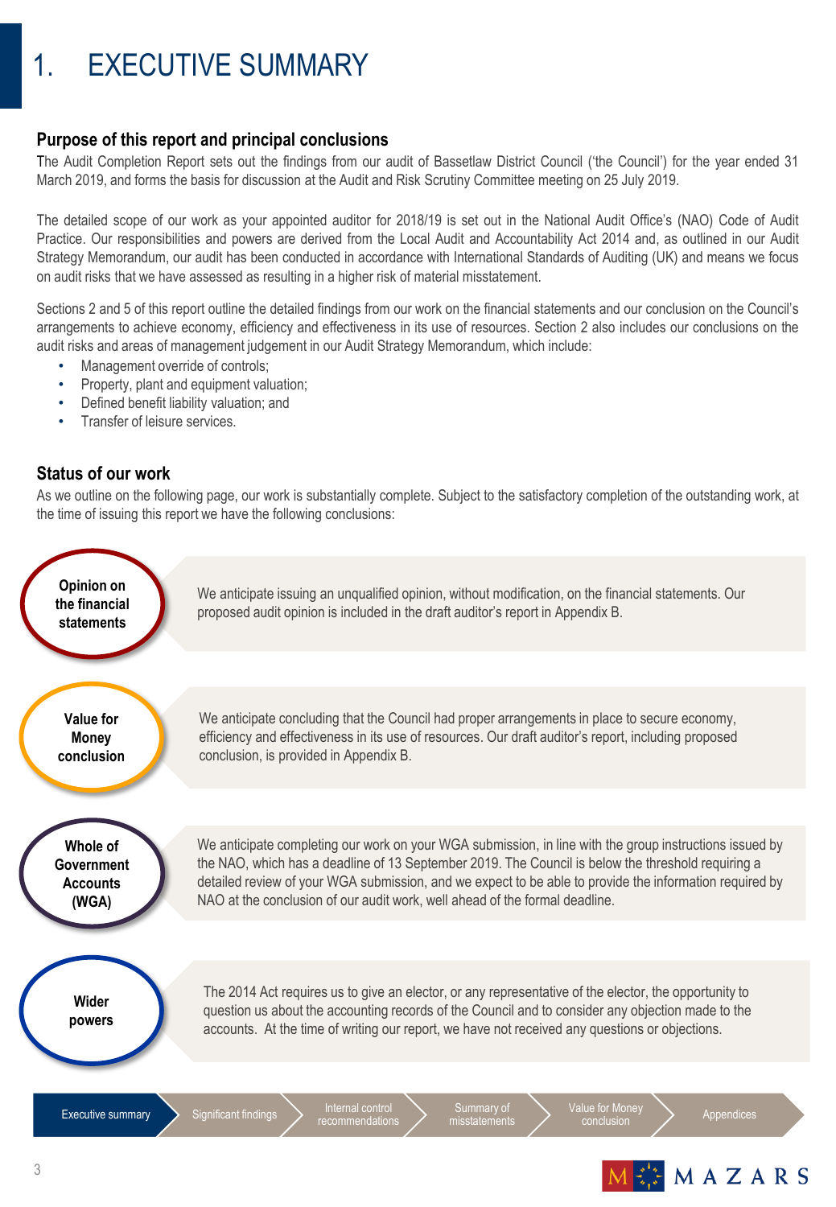# 1. EXECUTIVE SUMMARY

## Purpose of this report and principal conclusions

The Audit Completion Report sets out the findings from our audit of Bassetlaw District Council ('the Council') for the year ended 31 March 2019, and forms the basis for discussion at the Audit and Risk Scrutiny Committee meeting on 25 July 2019.

The detailed scope of our work as your appointed auditor for 2018/19 is set out in the National Audit Office's (NAO) Code of Audit Practice. Our responsibilities and powers are derived from the Local Audit and Accountability Act 2014 and, as outlined in our Audit Strategy Memorandum, our audit has been conducted in accordance with International Standards of Auditing (UK) and means we focus on audit risks that we have assessed as resulting in a higher risk of material misstatement.

Sections 2 and 5 of this report outline the detailed findings from our work on the financial statements and our conclusion on the Council's arrangements to achieve economy, efficiency and effectiveness in its use of resources. Section 2 also includes our conclusions on the audit risks and areas of management judgement in our Audit Strategy Memorandum, which include:

- Management override of controls;
- Property, plant and equipment valuation;
- Defined benefit liability valuation; and
- Transfer of leisure services.

## Status of our work

As we outline on the following page, our work is substantially complete. Subject to the satisfactory completion of the outstanding work, at the time of issuing this report we have the following conclusions:

**Opinion on the financial statements**

We anticipate issuing an unqualified opinion, without modification, on the financial statements. Our proposed audit opinion is included in the draft auditor's report in Appendix B.

**Value for Money conclusion**

We anticipate concluding that the Council had proper arrangements in place to secure economy, efficiency and effectiveness in its use of resources. Our draft auditor's report, including proposed conclusion, is provided in Appendix B.

**Whole of Government Accounts (WGA)**

We anticipate completing our work on your WGA submission, in line with the group instructions issued by the NAO, which has a deadline of 13 September 2019. The Council is below the threshold requiring a detailed review of your WGA submission, and we expect to be able to provide the information required by NAO at the conclusion of our audit work, well ahead of the formal deadline.

**Wider powers**

The 2014 Act requires us to give an elector, or any representative of the elector, the opportunity to question us about the accounting records of the Council and to consider any objection made to the accounts. At the time of writing our report, we have not received any questions or objections.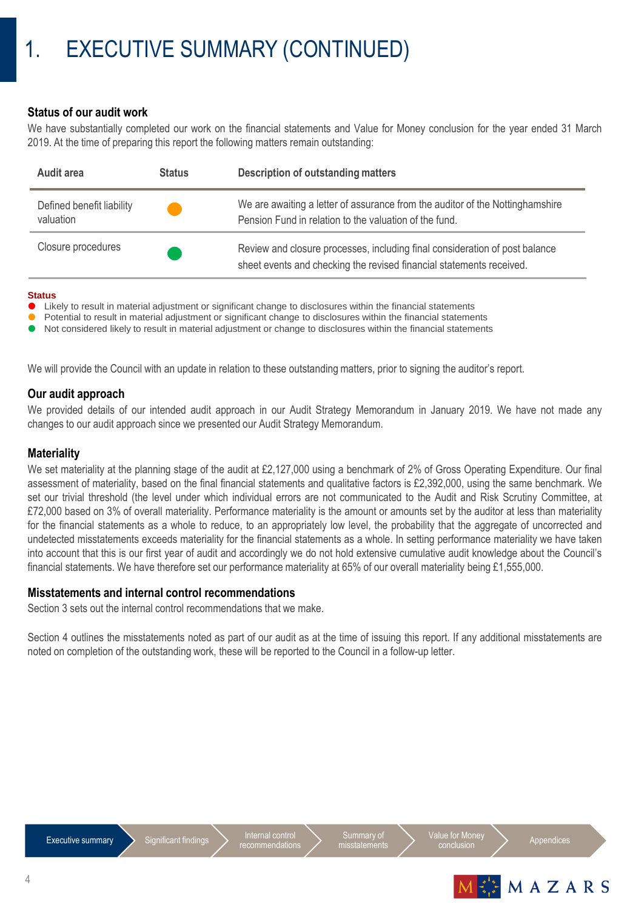# 1. EXECUTIVE SUMMARY (CONTINUED)

## Status of our audit work

We have substantially completed our work on the financial statements and Value for Money conclusion for the year ended 31 March 2019. At the time of preparing this report the following matters remain outstanding:

| Audit area | Status | Description of outstanding matters |
|---|---|---|
| Defined benefit liability valuation | Amber | We are awaiting a letter of assurance from the auditor of the Nottinghamshire Pension Fund in relation to the valuation of the fund. |
| Closure procedures | Green | Review and closure processes, including final consideration of post balance sheet events and checking the revised financial statements received. |

**Status**

- Red: Likely to result in material adjustment or significant change to disclosures within the financial statements
- Amber: Potential to result in material adjustment or significant change to disclosures within the financial statements
- Green: Not considered likely to result in material adjustment or change to disclosures within the financial statements

We will provide the Council with an update in relation to these outstanding matters, prior to signing the auditor's report.

## Our audit approach

We provided details of our intended audit approach in our Audit Strategy Memorandum in January 2019. We have not made any changes to our audit approach since we presented our Audit Strategy Memorandum.

## Materiality

We set materiality at the planning stage of the audit at £2,127,000 using a benchmark of 2% of Gross Operating Expenditure. Our final assessment of materiality, based on the final financial statements and qualitative factors is £2,392,000, using the same benchmark. We set our trivial threshold (the level under which individual errors are not communicated to the Audit and Risk Scrutiny Committee, at £72,000 based on 3% of overall materiality. Performance materiality is the amount or amounts set by the auditor at less than materiality for the financial statements as a whole to reduce, to an appropriately low level, the probability that the aggregate of uncorrected and undetected misstatements exceeds materiality for the financial statements as a whole. In setting performance materiality we have taken into account that this is our first year of audit and accordingly we do not hold extensive cumulative audit knowledge about the Council's financial statements. We have therefore set our performance materiality at 65% of our overall materiality being £1,555,000.

## Misstatements and internal control recommendations

Section 3 sets out the internal control recommendations that we make.

Section 4 outlines the misstatements noted as part of our audit as at the time of issuing this report. If any additional misstatements are noted on completion of the outstanding work, these will be reported to the Council in a follow-up letter.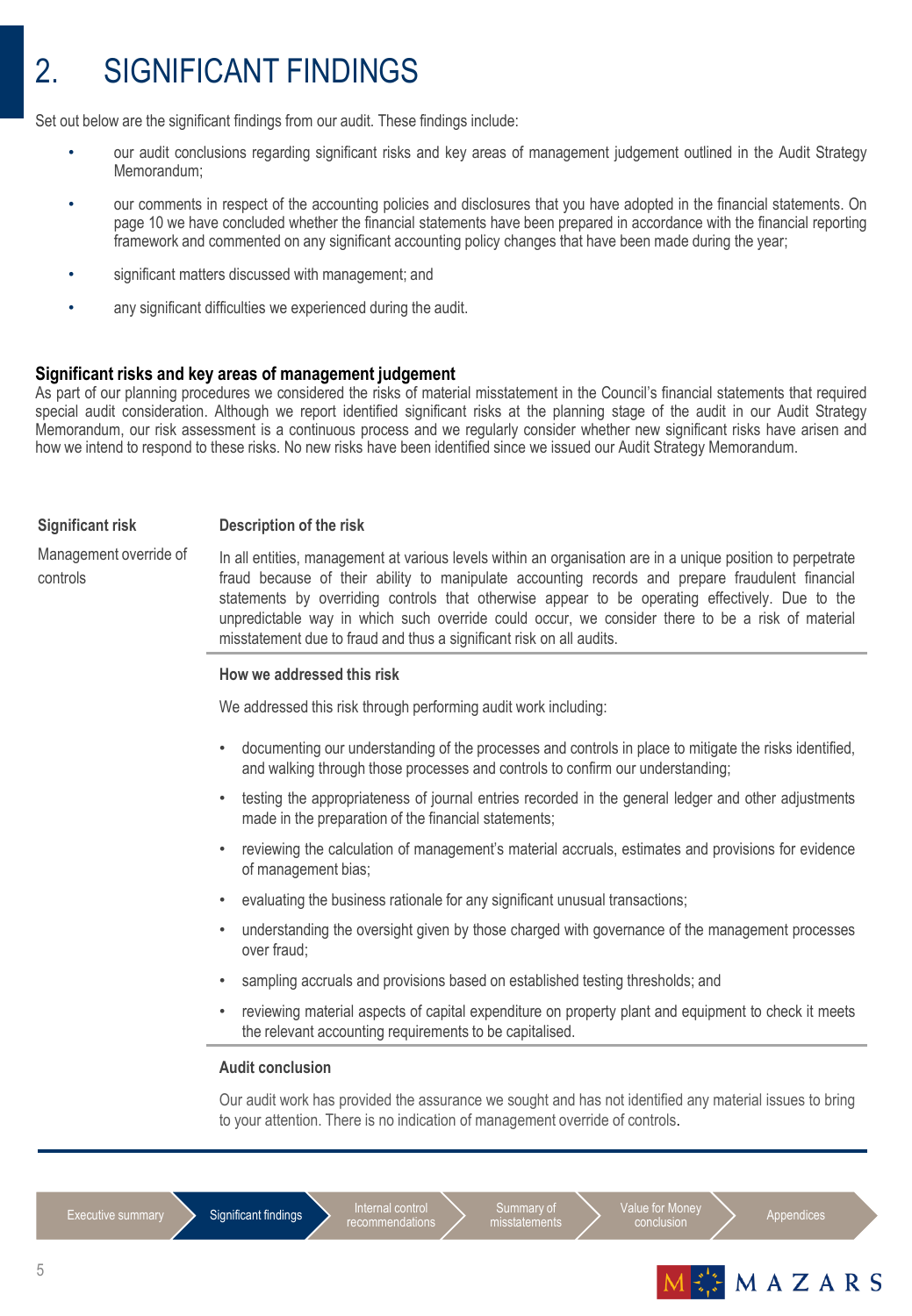# 2. SIGNIFICANT FINDINGS

Set out below are the significant findings from our audit. These findings include:

- our audit conclusions regarding significant risks and key areas of management judgement outlined in the Audit Strategy Memorandum;
- our comments in respect of the accounting policies and disclosures that you have adopted in the financial statements. On page 10 we have concluded whether the financial statements have been prepared in accordance with the financial reporting framework and commented on any significant accounting policy changes that have been made during the year;
- significant matters discussed with management; and
- any significant difficulties we experienced during the audit.

### Significant risks and key areas of management judgement

As part of our planning procedures we considered the risks of material misstatement in the Council's financial statements that required special audit consideration. Although we report identified significant risks at the planning stage of the audit in our Audit Strategy Memorandum, our risk assessment is a continuous process and we regularly consider whether new significant risks have arisen and how we intend to respond to these risks. No new risks have been identified since we issued our Audit Strategy Memorandum.

| Significant risk | Description of the risk |
| --- | --- |
| Management override of controls | In all entities, management at various levels within an organisation are in a unique position to perpetrate fraud because of their ability to manipulate accounting records and prepare fraudulent financial statements by overriding controls that otherwise appear to be operating effectively. Due to the unpredictable way in which such override could occur, we consider there to be a risk of material misstatement due to fraud and thus a significant risk on all audits. |

**How we addressed this risk**

We addressed this risk through performing audit work including:

- documenting our understanding of the processes and controls in place to mitigate the risks identified, and walking through those processes and controls to confirm our understanding;
- testing the appropriateness of journal entries recorded in the general ledger and other adjustments made in the preparation of the financial statements;
- reviewing the calculation of management's material accruals, estimates and provisions for evidence of management bias;
- evaluating the business rationale for any significant unusual transactions;
- understanding the oversight given by those charged with governance of the management processes over fraud;
- sampling accruals and provisions based on established testing thresholds; and
- reviewing material aspects of capital expenditure on property plant and equipment to check it meets the relevant accounting requirements to be capitalised.

**Audit conclusion**

Our audit work has provided the assurance we sought and has not identified any material issues to bring to your attention. There is no indication of management override of controls.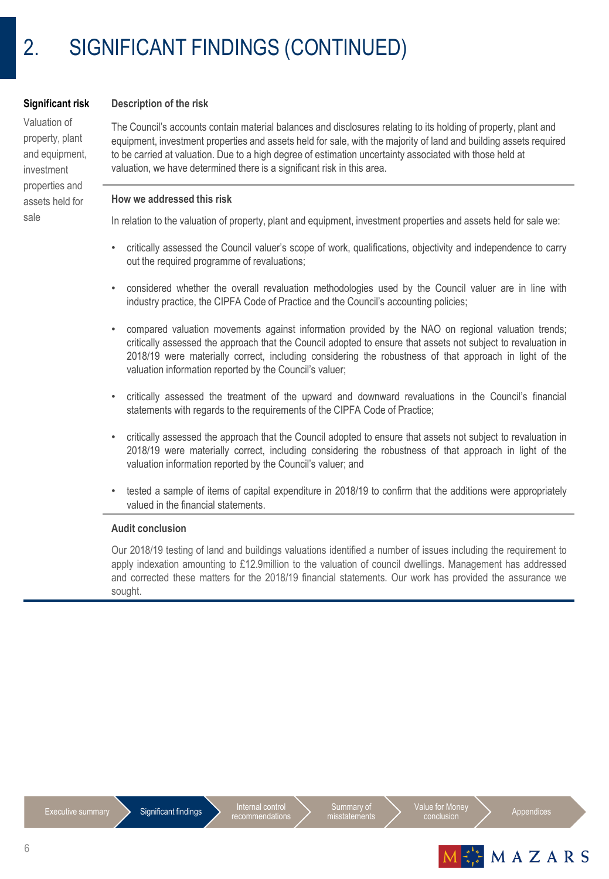# 2. SIGNIFICANT FINDINGS (CONTINUED)

**Significant risk**

Valuation of property, plant and equipment, investment properties and assets held for sale

**Description of the risk**

The Council's accounts contain material balances and disclosures relating to its holding of property, plant and equipment, investment properties and assets held for sale, with the majority of land and building assets required to be carried at valuation. Due to a high degree of estimation uncertainty associated with those held at valuation, we have determined there is a significant risk in this area.

**How we addressed this risk**

In relation to the valuation of property, plant and equipment, investment properties and assets held for sale we:

- critically assessed the Council valuer's scope of work, qualifications, objectivity and independence to carry out the required programme of revaluations;
- considered whether the overall revaluation methodologies used by the Council valuer are in line with industry practice, the CIPFA Code of Practice and the Council's accounting policies;
- compared valuation movements against information provided by the NAO on regional valuation trends; critically assessed the approach that the Council adopted to ensure that assets not subject to revaluation in 2018/19 were materially correct, including considering the robustness of that approach in light of the valuation information reported by the Council's valuer;
- critically assessed the treatment of the upward and downward revaluations in the Council's financial statements with regards to the requirements of the CIPFA Code of Practice;
- critically assessed the approach that the Council adopted to ensure that assets not subject to revaluation in 2018/19 were materially correct, including considering the robustness of that approach in light of the valuation information reported by the Council's valuer; and
- tested a sample of items of capital expenditure in 2018/19 to confirm that the additions were appropriately valued in the financial statements.

**Audit conclusion**

Our 2018/19 testing of land and buildings valuations identified a number of issues including the requirement to apply indexation amounting to £12.9million to the valuation of council dwellings. Management has addressed and corrected these matters for the 2018/19 financial statements. Our work has provided the assurance we sought.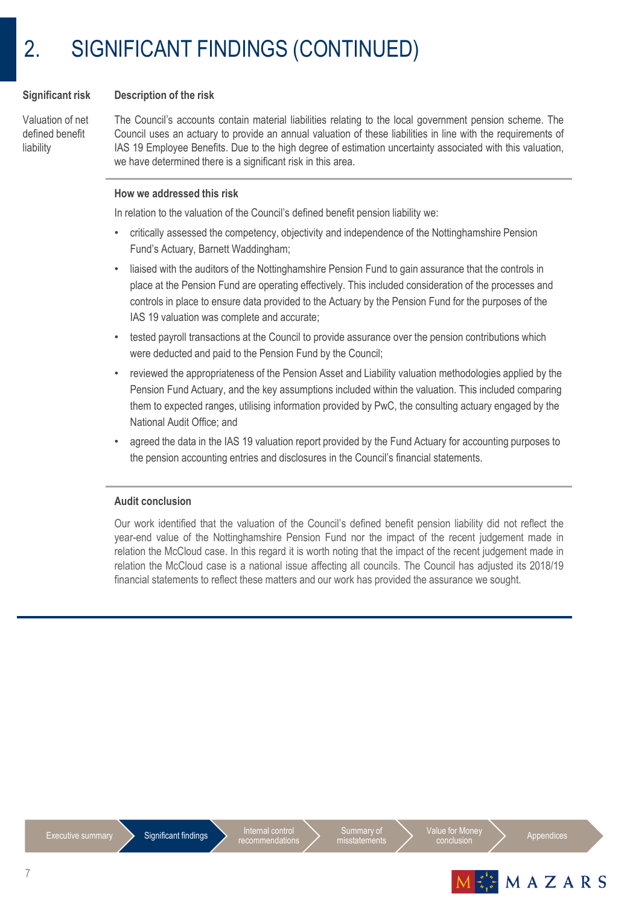# 2. SIGNIFICANT FINDINGS (CONTINUED)

| Significant risk | Description of the risk |
| --- | --- |
| Valuation of net defined benefit liability | The Council's accounts contain material liabilities relating to the local government pension scheme. The Council uses an actuary to provide an annual valuation of these liabilities in line with the requirements of IAS 19 Employee Benefits. Due to the high degree of estimation uncertainty associated with this valuation, we have determined there is a significant risk in this area. |

**How we addressed this risk**

In relation to the valuation of the Council's defined benefit pension liability we:

- critically assessed the competency, objectivity and independence of the Nottinghamshire Pension Fund's Actuary, Barnett Waddingham;
- liaised with the auditors of the Nottinghamshire Pension Fund to gain assurance that the controls in place at the Pension Fund are operating effectively. This included consideration of the processes and controls in place to ensure data provided to the Actuary by the Pension Fund for the purposes of the IAS 19 valuation was complete and accurate;
- tested payroll transactions at the Council to provide assurance over the pension contributions which were deducted and paid to the Pension Fund by the Council;
- reviewed the appropriateness of the Pension Asset and Liability valuation methodologies applied by the Pension Fund Actuary, and the key assumptions included within the valuation. This included comparing them to expected ranges, utilising information provided by PwC, the consulting actuary engaged by the National Audit Office; and
- agreed the data in the IAS 19 valuation report provided by the Fund Actuary for accounting purposes to the pension accounting entries and disclosures in the Council's financial statements.

**Audit conclusion**

Our work identified that the valuation of the Council's defined benefit pension liability did not reflect the year-end value of the Nottinghamshire Pension Fund nor the impact of the recent judgement made in relation the McCloud case. In this regard it is worth noting that the impact of the recent judgement made in relation the McCloud case is a national issue affecting all councils. The Council has adjusted its 2018/19 financial statements to reflect these matters and our work has provided the assurance we sought.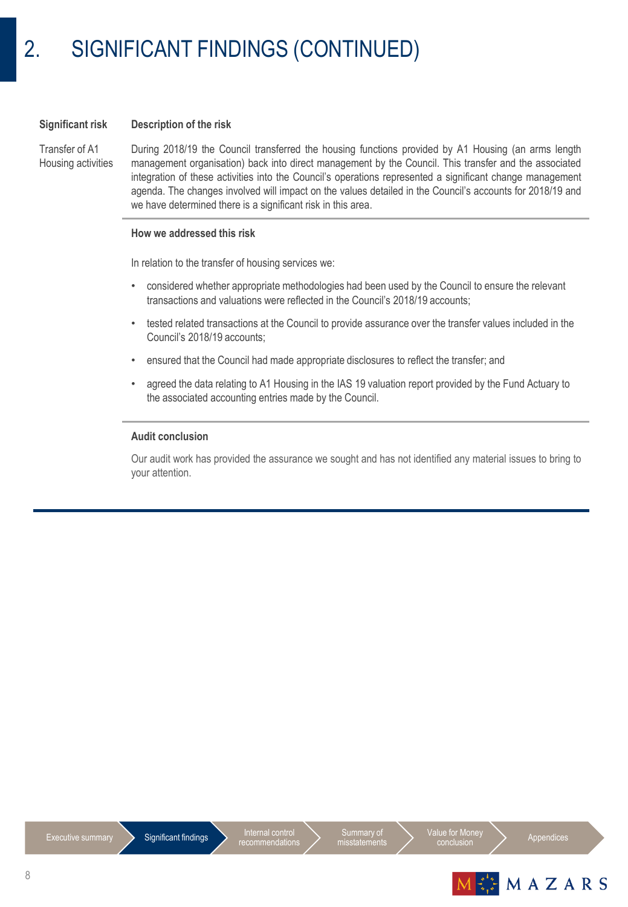# 2. SIGNIFICANT FINDINGS (CONTINUED)

| Significant risk | Description of the risk |
| --- | --- |
| Transfer of A1 Housing activities | During 2018/19 the Council transferred the housing functions provided by A1 Housing (an arms length management organisation) back into direct management by the Council. This transfer and the associated integration of these activities into the Council's operations represented a significant change management agenda. The changes involved will impact on the values detailed in the Council's accounts for 2018/19 and we have determined there is a significant risk in this area. |

**How we addressed this risk**

In relation to the transfer of housing services we:

- considered whether appropriate methodologies had been used by the Council to ensure the relevant transactions and valuations were reflected in the Council's 2018/19 accounts;
- tested related transactions at the Council to provide assurance over the transfer values included in the Council's 2018/19 accounts;
- ensured that the Council had made appropriate disclosures to reflect the transfer; and
- agreed the data relating to A1 Housing in the IAS 19 valuation report provided by the Fund Actuary to the associated accounting entries made by the Council.

**Audit conclusion**

Our audit work has provided the assurance we sought and has not identified any material issues to bring to your attention.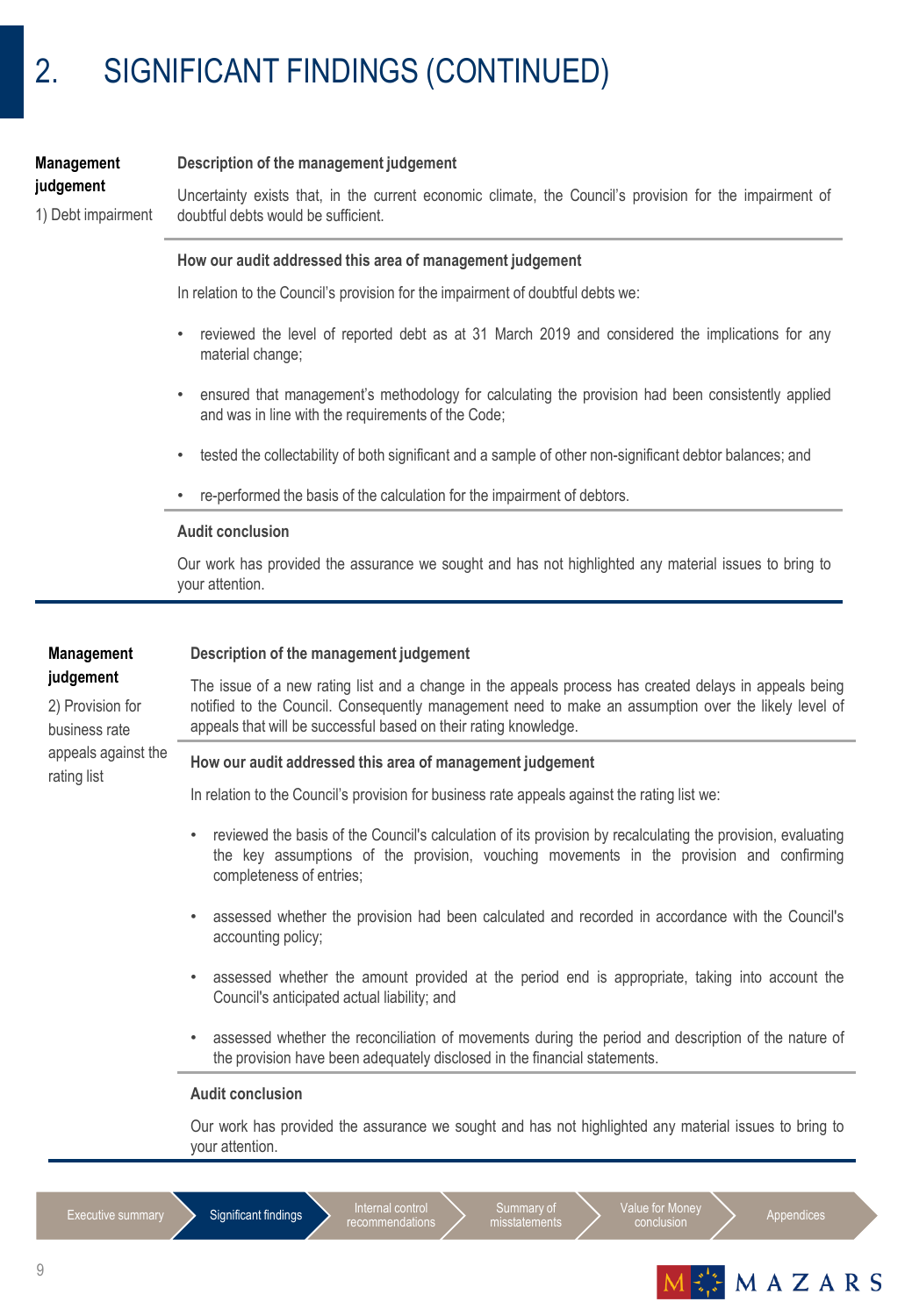# 2. SIGNIFICANT FINDINGS (CONTINUED)

**Management judgement**

1) Debt impairment

**Description of the management judgement**

Uncertainty exists that, in the current economic climate, the Council's provision for the impairment of doubtful debts would be sufficient.

**How our audit addressed this area of management judgement**

In relation to the Council's provision for the impairment of doubtful debts we:

- reviewed the level of reported debt as at 31 March 2019 and considered the implications for any material change;
- ensured that management's methodology for calculating the provision had been consistently applied and was in line with the requirements of the Code;
- tested the collectability of both significant and a sample of other non-significant debtor balances; and
- re-performed the basis of the calculation for the impairment of debtors.

**Audit conclusion**

Our work has provided the assurance we sought and has not highlighted any material issues to bring to your attention.

**Management judgement**

2) Provision for business rate appeals against the rating list

**Description of the management judgement**

The issue of a new rating list and a change in the appeals process has created delays in appeals being notified to the Council. Consequently management need to make an assumption over the likely level of appeals that will be successful based on their rating knowledge.

**How our audit addressed this area of management judgement**

In relation to the Council's provision for business rate appeals against the rating list we:

- reviewed the basis of the Council's calculation of its provision by recalculating the provision, evaluating the key assumptions of the provision, vouching movements in the provision and confirming completeness of entries;
- assessed whether the provision had been calculated and recorded in accordance with the Council's accounting policy;
- assessed whether the amount provided at the period end is appropriate, taking into account the Council's anticipated actual liability; and
- assessed whether the reconciliation of movements during the period and description of the nature of the provision have been adequately disclosed in the financial statements.

**Audit conclusion**

Our work has provided the assurance we sought and has not highlighted any material issues to bring to your attention.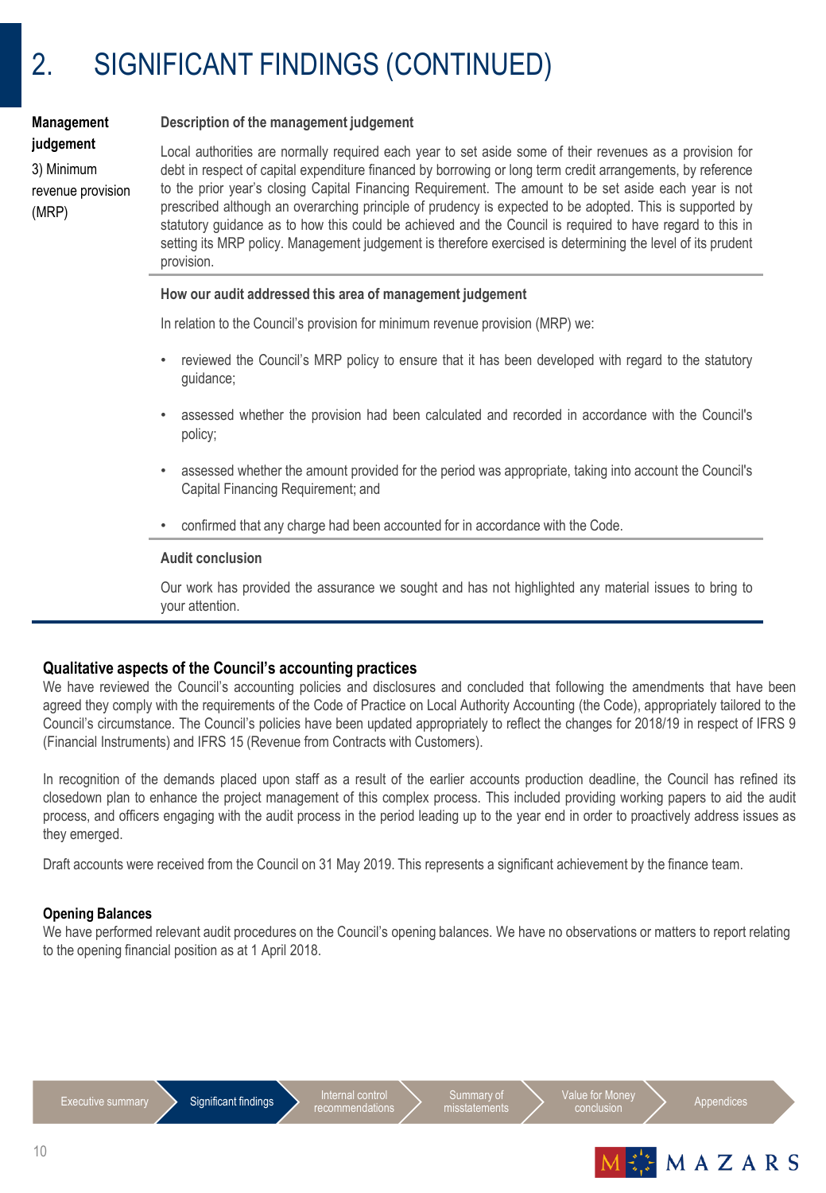# 2. SIGNIFICANT FINDINGS (CONTINUED)

**Management judgement**

3) Minimum revenue provision (MRP)

**Description of the management judgement**

Local authorities are normally required each year to set aside some of their revenues as a provision for debt in respect of capital expenditure financed by borrowing or long term credit arrangements, by reference to the prior year's closing Capital Financing Requirement. The amount to be set aside each year is not prescribed although an overarching principle of prudency is expected to be adopted. This is supported by statutory guidance as to how this could be achieved and the Council is required to have regard to this in setting its MRP policy. Management judgement is therefore exercised is determining the level of its prudent provision.

**How our audit addressed this area of management judgement**

In relation to the Council's provision for minimum revenue provision (MRP) we:

- reviewed the Council's MRP policy to ensure that it has been developed with regard to the statutory guidance;
- assessed whether the provision had been calculated and recorded in accordance with the Council's policy;
- assessed whether the amount provided for the period was appropriate, taking into account the Council's Capital Financing Requirement; and
- confirmed that any charge had been accounted for in accordance with the Code.

**Audit conclusion**

Our work has provided the assurance we sought and has not highlighted any material issues to bring to your attention.

### Qualitative aspects of the Council's accounting practices

We have reviewed the Council's accounting policies and disclosures and concluded that following the amendments that have been agreed they comply with the requirements of the Code of Practice on Local Authority Accounting (the Code), appropriately tailored to the Council's circumstance. The Council's policies have been updated appropriately to reflect the changes for 2018/19 in respect of IFRS 9 (Financial Instruments) and IFRS 15 (Revenue from Contracts with Customers).

In recognition of the demands placed upon staff as a result of the earlier accounts production deadline, the Council has refined its closedown plan to enhance the project management of this complex process. This included providing working papers to aid the audit process, and officers engaging with the audit process in the period leading up to the year end in order to proactively address issues as they emerged.

Draft accounts were received from the Council on 31 May 2019. This represents a significant achievement by the finance team.

### Opening Balances

We have performed relevant audit procedures on the Council's opening balances. We have no observations or matters to report relating to the opening financial position as at 1 April 2018.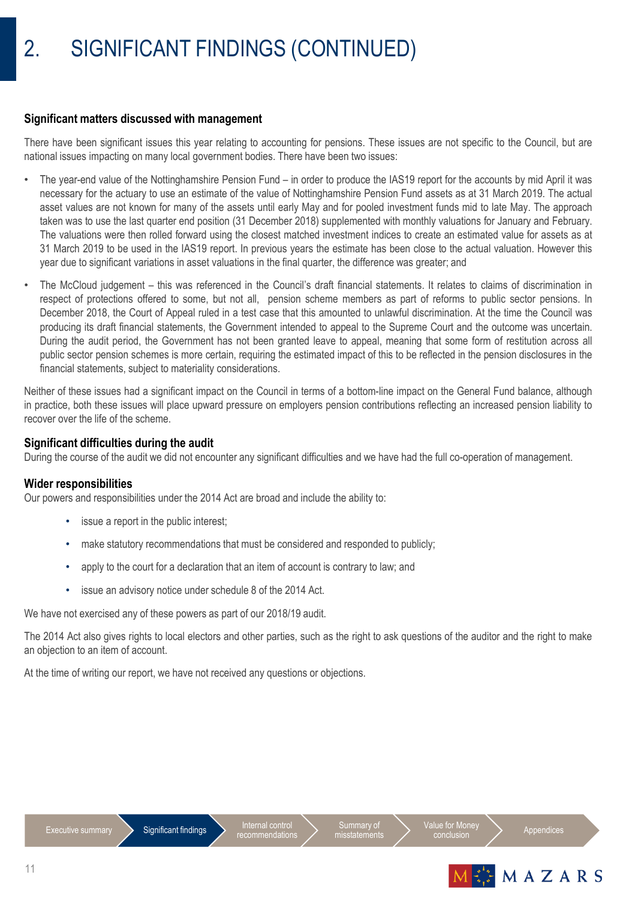# 2. SIGNIFICANT FINDINGS (CONTINUED)

## Significant matters discussed with management

There have been significant issues this year relating to accounting for pensions. These issues are not specific to the Council, but are national issues impacting on many local government bodies. There have been two issues:

- The year-end value of the Nottinghamshire Pension Fund – in order to produce the IAS19 report for the accounts by mid April it was necessary for the actuary to use an estimate of the value of Nottinghamshire Pension Fund assets as at 31 March 2019. The actual asset values are not known for many of the assets until early May and for pooled investment funds mid to late May. The approach taken was to use the last quarter end position (31 December 2018) supplemented with monthly valuations for January and February. The valuations were then rolled forward using the closest matched investment indices to create an estimated value for assets as at 31 March 2019 to be used in the IAS19 report. In previous years the estimate has been close to the actual valuation. However this year due to significant variations in asset valuations in the final quarter, the difference was greater; and
- The McCloud judgement – this was referenced in the Council's draft financial statements. It relates to claims of discrimination in respect of protections offered to some, but not all, pension scheme members as part of reforms to public sector pensions. In December 2018, the Court of Appeal ruled in a test case that this amounted to unlawful discrimination. At the time the Council was producing its draft financial statements, the Government intended to appeal to the Supreme Court and the outcome was uncertain. During the audit period, the Government has not been granted leave to appeal, meaning that some form of restitution across all public sector pension schemes is more certain, requiring the estimated impact of this to be reflected in the pension disclosures in the financial statements, subject to materiality considerations.

Neither of these issues had a significant impact on the Council in terms of a bottom-line impact on the General Fund balance, although in practice, both these issues will place upward pressure on employers pension contributions reflecting an increased pension liability to recover over the life of the scheme.

## Significant difficulties during the audit

During the course of the audit we did not encounter any significant difficulties and we have had the full co-operation of management.

## Wider responsibilities

Our powers and responsibilities under the 2014 Act are broad and include the ability to:

- issue a report in the public interest;
- make statutory recommendations that must be considered and responded to publicly;
- apply to the court for a declaration that an item of account is contrary to law; and
- issue an advisory notice under schedule 8 of the 2014 Act.

We have not exercised any of these powers as part of our 2018/19 audit.

The 2014 Act also gives rights to local electors and other parties, such as the right to ask questions of the auditor and the right to make an objection to an item of account.

At the time of writing our report, we have not received any questions or objections.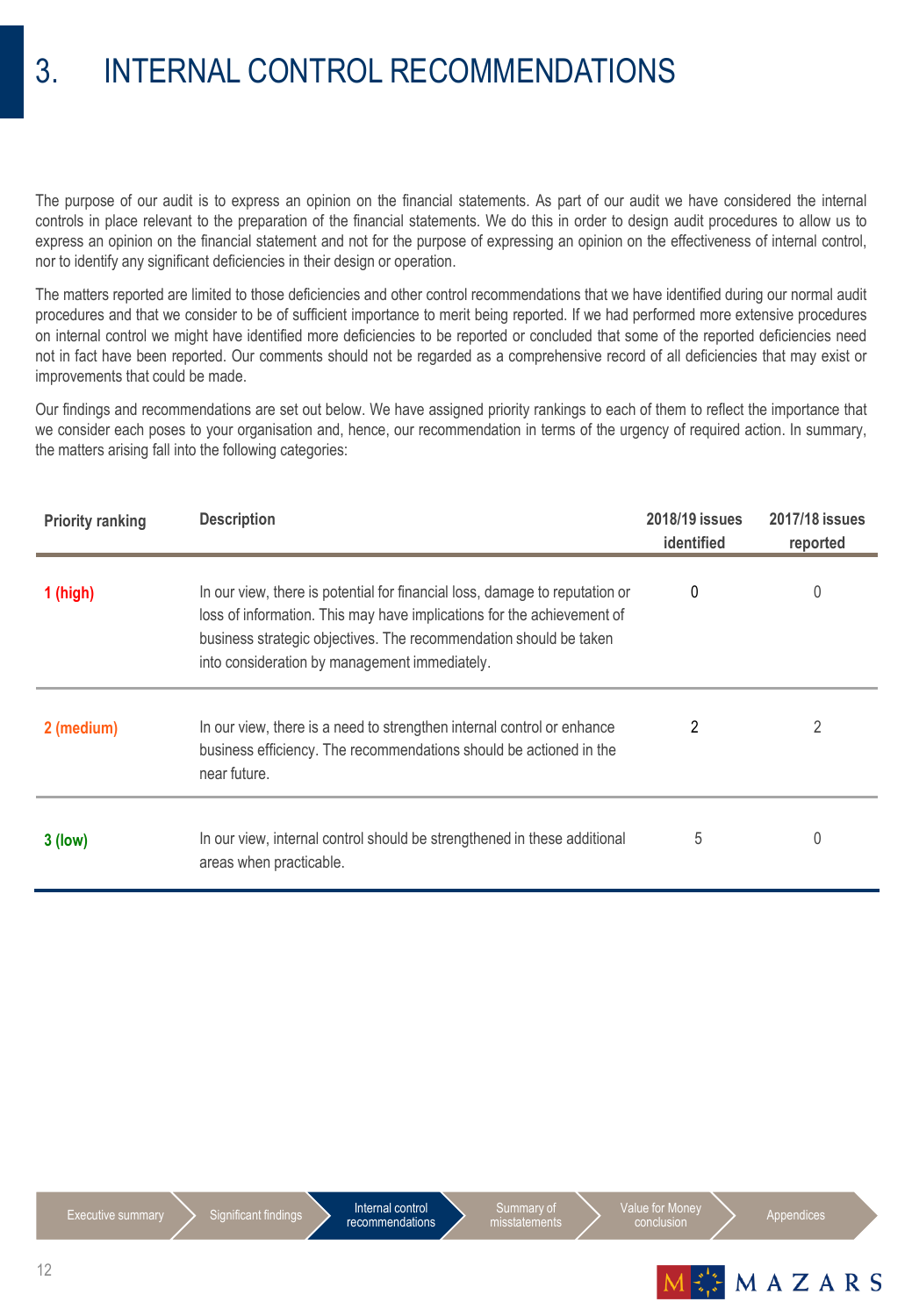# 3. INTERNAL CONTROL RECOMMENDATIONS

The purpose of our audit is to express an opinion on the financial statements. As part of our audit we have considered the internal controls in place relevant to the preparation of the financial statements. We do this in order to design audit procedures to allow us to express an opinion on the financial statement and not for the purpose of expressing an opinion on the effectiveness of internal control, nor to identify any significant deficiencies in their design or operation.

The matters reported are limited to those deficiencies and other control recommendations that we have identified during our normal audit procedures and that we consider to be of sufficient importance to merit being reported. If we had performed more extensive procedures on internal control we might have identified more deficiencies to be reported or concluded that some of the reported deficiencies need not in fact have been reported. Our comments should not be regarded as a comprehensive record of all deficiencies that may exist or improvements that could be made.

Our findings and recommendations are set out below. We have assigned priority rankings to each of them to reflect the importance that we consider each poses to your organisation and, hence, our recommendation in terms of the urgency of required action. In summary, the matters arising fall into the following categories:

| Priority ranking | Description | 2018/19 issues identified | 2017/18 issues reported |
|---|---|---|---|
| 1 (high) | In our view, there is potential for financial loss, damage to reputation or loss of information. This may have implications for the achievement of business strategic objectives. The recommendation should be taken into consideration by management immediately. | 0 | 0 |
| 2 (medium) | In our view, there is a need to strengthen internal control or enhance business efficiency. The recommendations should be actioned in the near future. | 2 | 2 |
| 3 (low) | In our view, internal control should be strengthened in these additional areas when practicable. | 5 | 0 |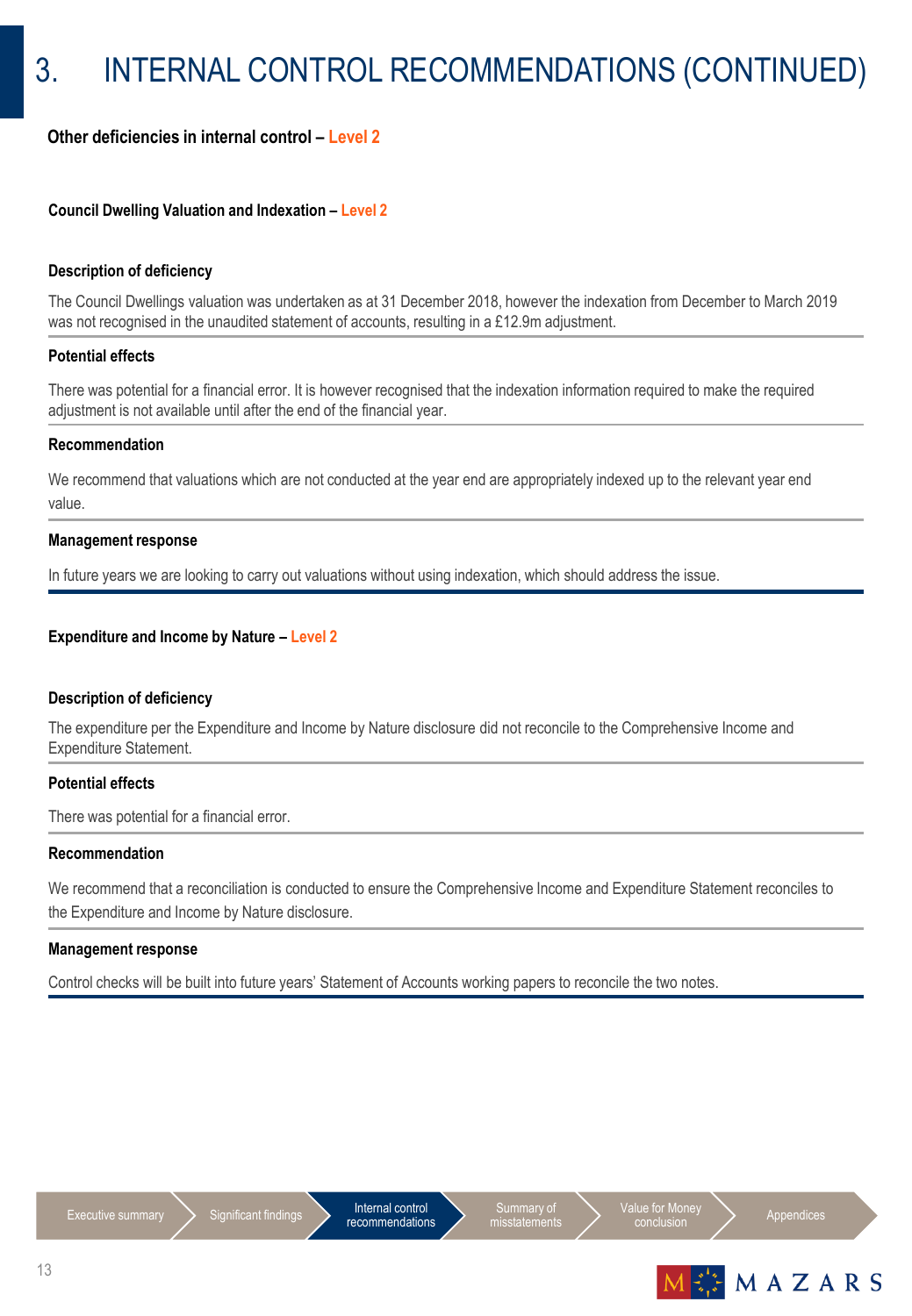# 3. INTERNAL CONTROL RECOMMENDATIONS (CONTINUED)

**Other deficiencies in internal control – Level 2**

**Council Dwelling Valuation and Indexation – Level 2**

**Description of deficiency**

The Council Dwellings valuation was undertaken as at 31 December 2018, however the indexation from December to March 2019 was not recognised in the unaudited statement of accounts, resulting in a £12.9m adjustment.

**Potential effects**

There was potential for a financial error. It is however recognised that the indexation information required to make the required adjustment is not available until after the end of the financial year.

**Recommendation**

We recommend that valuations which are not conducted at the year end are appropriately indexed up to the relevant year end value.

**Management response**

In future years we are looking to carry out valuations without using indexation, which should address the issue.

**Expenditure and Income by Nature – Level 2**

**Description of deficiency**

The expenditure per the Expenditure and Income by Nature disclosure did not reconcile to the Comprehensive Income and Expenditure Statement.

**Potential effects**

There was potential for a financial error.

**Recommendation**

We recommend that a reconciliation is conducted to ensure the Comprehensive Income and Expenditure Statement reconciles to the Expenditure and Income by Nature disclosure.

**Management response**

Control checks will be built into future years' Statement of Accounts working papers to reconcile the two notes.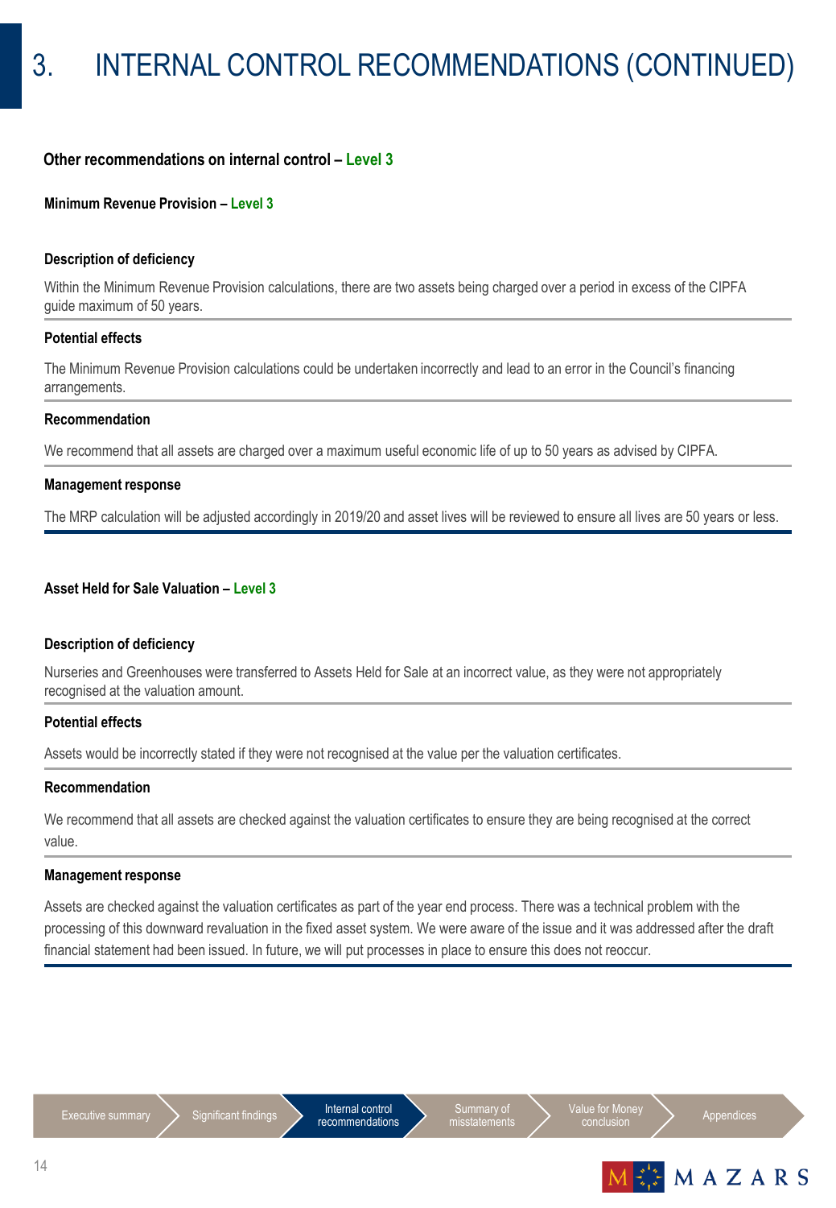# 3. INTERNAL CONTROL RECOMMENDATIONS (CONTINUED)

## Other recommendations on internal control – Level 3

### Minimum Revenue Provision – Level 3

**Description of deficiency**

Within the Minimum Revenue Provision calculations, there are two assets being charged over a period in excess of the CIPFA guide maximum of 50 years.

**Potential effects**

The Minimum Revenue Provision calculations could be undertaken incorrectly and lead to an error in the Council's financing arrangements.

**Recommendation**

We recommend that all assets are charged over a maximum useful economic life of up to 50 years as advised by CIPFA.

**Management response**

The MRP calculation will be adjusted accordingly in 2019/20 and asset lives will be reviewed to ensure all lives are 50 years or less.

### Asset Held for Sale Valuation – Level 3

**Description of deficiency**

Nurseries and Greenhouses were transferred to Assets Held for Sale at an incorrect value, as they were not appropriately recognised at the valuation amount.

**Potential effects**

Assets would be incorrectly stated if they were not recognised at the value per the valuation certificates.

**Recommendation**

We recommend that all assets are checked against the valuation certificates to ensure they are being recognised at the correct value.

**Management response**

Assets are checked against the valuation certificates as part of the year end process. There was a technical problem with the processing of this downward revaluation in the fixed asset system. We were aware of the issue and it was addressed after the draft financial statement had been issued. In future, we will put processes in place to ensure this does not reoccur.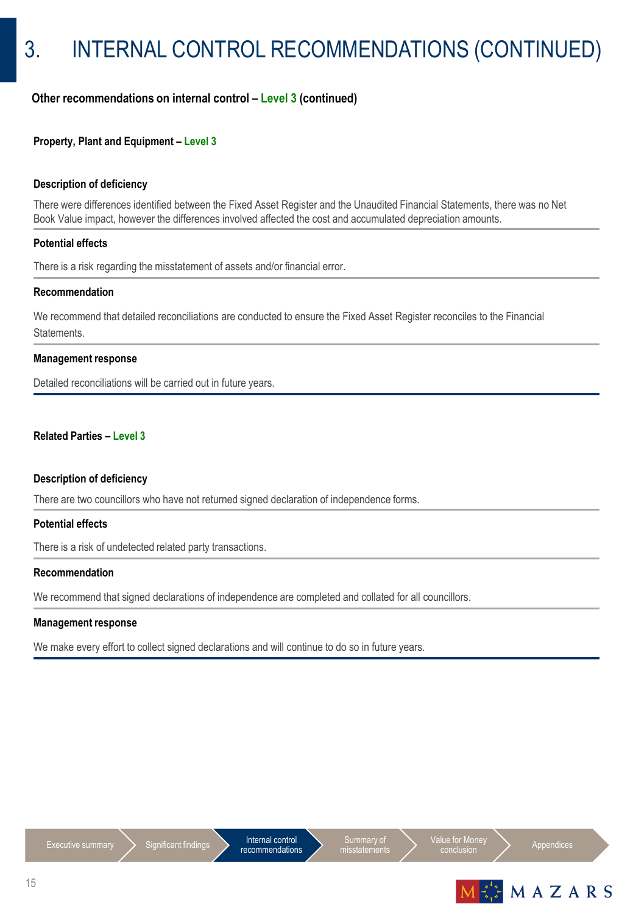# 3. INTERNAL CONTROL RECOMMENDATIONS (CONTINUED)

**Other recommendations on internal control – Level 3 (continued)**

**Property, Plant and Equipment – Level 3**

**Description of deficiency**

There were differences identified between the Fixed Asset Register and the Unaudited Financial Statements, there was no Net Book Value impact, however the differences involved affected the cost and accumulated depreciation amounts.

**Potential effects**

There is a risk regarding the misstatement of assets and/or financial error.

**Recommendation**

We recommend that detailed reconciliations are conducted to ensure the Fixed Asset Register reconciles to the Financial Statements.

**Management response**

Detailed reconciliations will be carried out in future years.

**Related Parties – Level 3**

**Description of deficiency**

There are two councillors who have not returned signed declaration of independence forms.

**Potential effects**

There is a risk of undetected related party transactions.

**Recommendation**

We recommend that signed declarations of independence are completed and collated for all councillors.

**Management response**

We make every effort to collect signed declarations and will continue to do so in future years.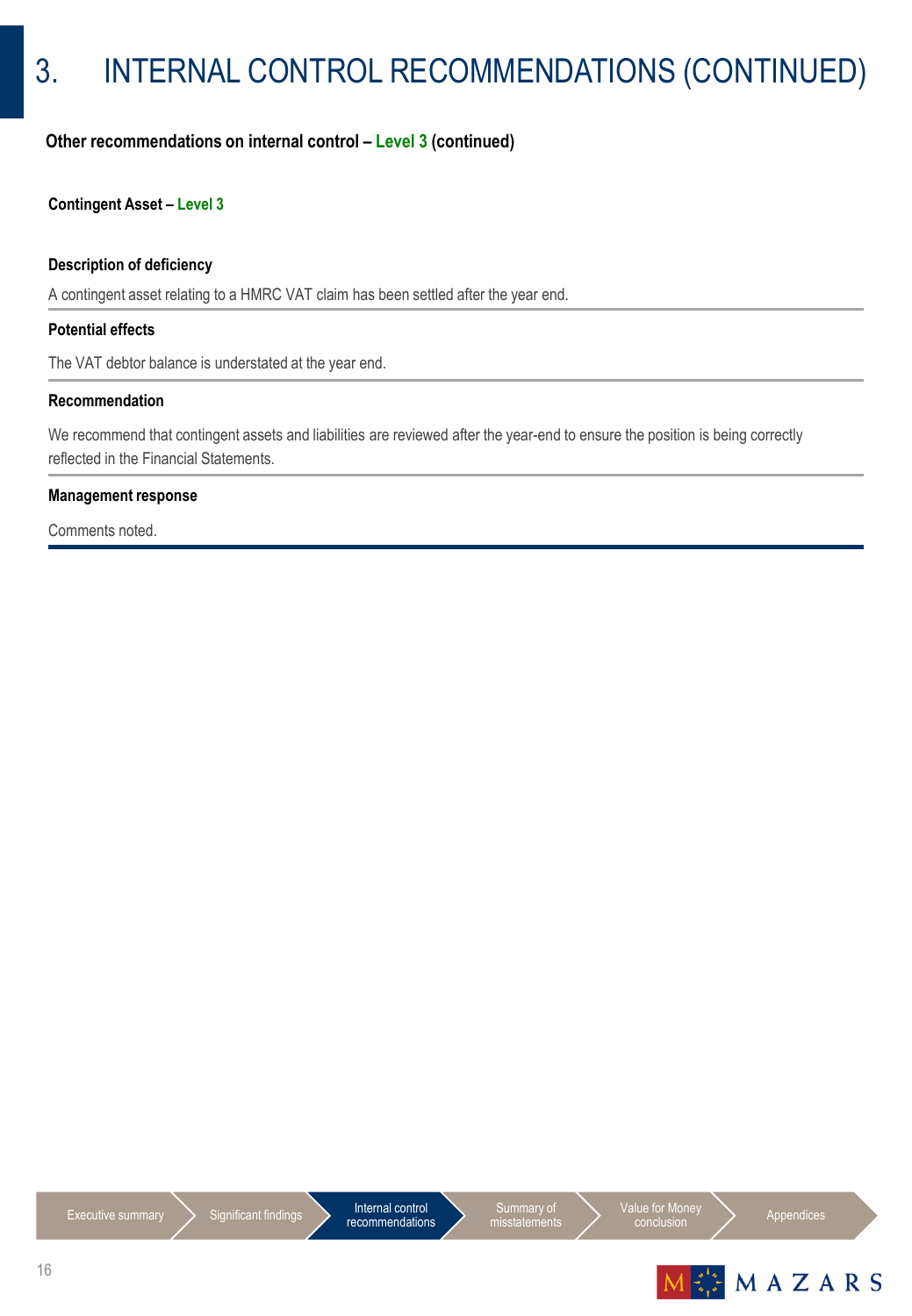# 3. INTERNAL CONTROL RECOMMENDATIONS (CONTINUED)

**Other recommendations on internal control – Level 3 (continued)**

**Contingent Asset – Level 3**

**Description of deficiency**

A contingent asset relating to a HMRC VAT claim has been settled after the year end.

**Potential effects**

The VAT debtor balance is understated at the year end.

**Recommendation**

We recommend that contingent assets and liabilities are reviewed after the year-end to ensure the position is being correctly reflected in the Financial Statements.

**Management response**

Comments noted.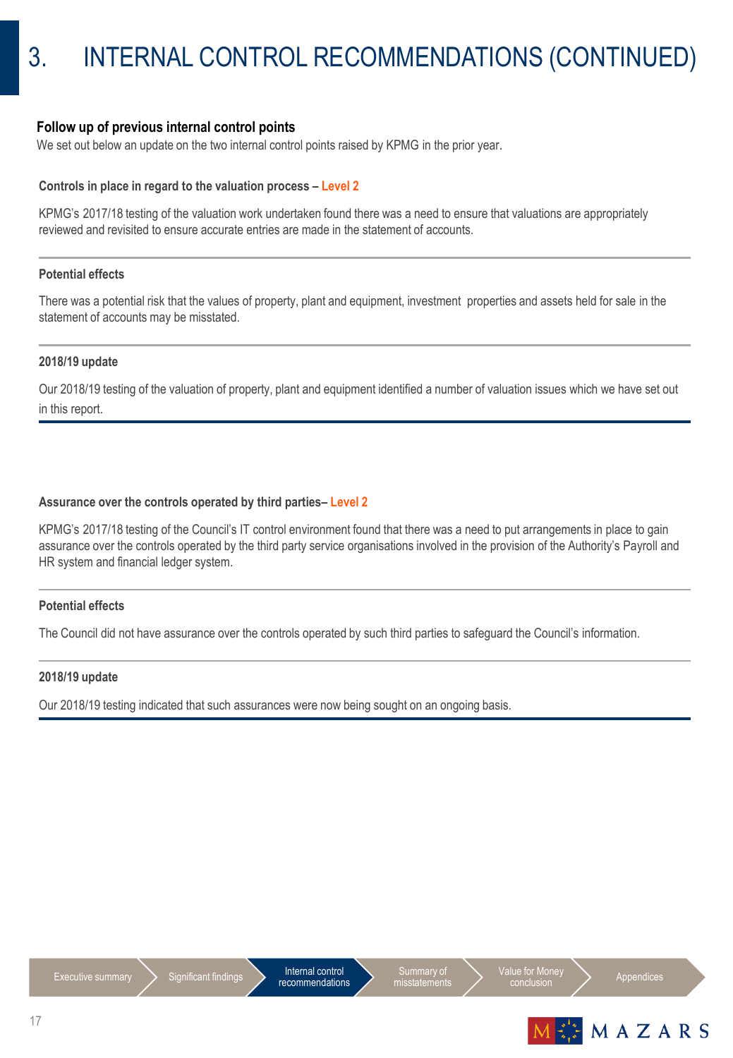# 3. INTERNAL CONTROL RECOMMENDATIONS (CONTINUED)

## Follow up of previous internal control points

We set out below an update on the two internal control points raised by KPMG in the prior year.

### Controls in place in regard to the valuation process – Level 2

KPMG's 2017/18 testing of the valuation work undertaken found there was a need to ensure that valuations are appropriately reviewed and revisited to ensure accurate entries are made in the statement of accounts.

**Potential effects**

There was a potential risk that the values of property, plant and equipment, investment properties and assets held for sale in the statement of accounts may be misstated.

**2018/19 update**

Our 2018/19 testing of the valuation of property, plant and equipment identified a number of valuation issues which we have set out in this report.

### Assurance over the controls operated by third parties– Level 2

KPMG's 2017/18 testing of the Council's IT control environment found that there was a need to put arrangements in place to gain assurance over the controls operated by the third party service organisations involved in the provision of the Authority's Payroll and HR system and financial ledger system.

**Potential effects**

The Council did not have assurance over the controls operated by such third parties to safeguard the Council's information.

**2018/19 update**

Our 2018/19 testing indicated that such assurances were now being sought on an ongoing basis.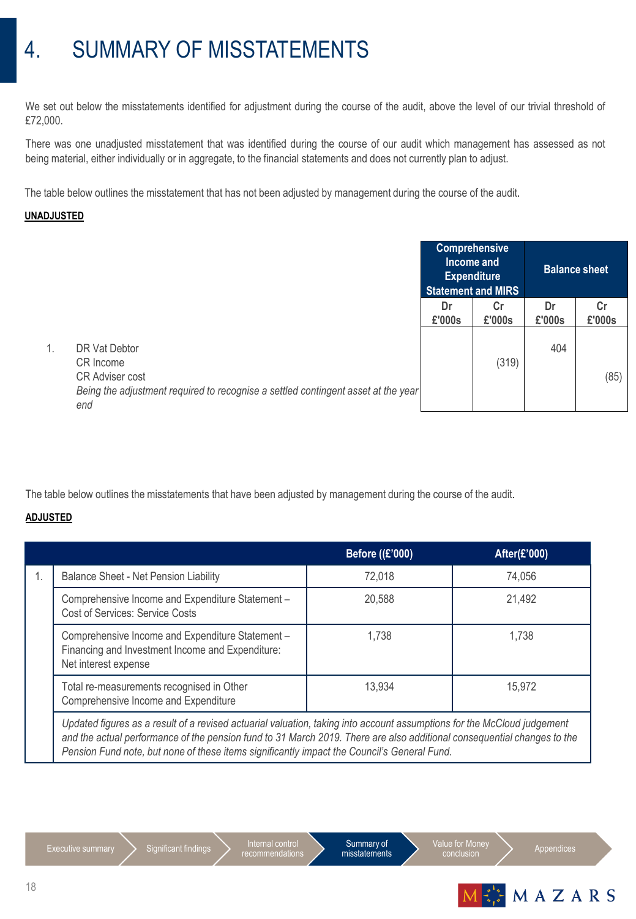# 4. SUMMARY OF MISSTATEMENTS

We set out below the misstatements identified for adjustment during the course of the audit, above the level of our trivial threshold of £72,000.

There was one unadjusted misstatement that was identified during the course of our audit which management has assessed as not being material, either individually or in aggregate, to the financial statements and does not currently plan to adjust.

The table below outlines the misstatement that has not been adjusted by management during the course of the audit.

**UNADJUSTED**

| | | Comprehensive Income and Expenditure Statement and MIRS | | Balance sheet | |
|---|---|---|---|---|---|
| | | Dr £'000s | Cr £'000s | Dr £'000s | Cr £'000s |
| 1. | DR Vat Debtor<br>CR Income<br>CR Adviser cost<br>*Being the adjustment required to recognise a settled contingent asset at the year end* | | (319) | 404 | (85) |

The table below outlines the misstatements that have been adjusted by management during the course of the audit.

**ADJUSTED**

| | | Before ((£'000) | After(£'000) |
|---|---|---|---|
| 1. | Balance Sheet - Net Pension Liability | 72,018 | 74,056 |
| | Comprehensive Income and Expenditure Statement – Cost of Services: Service Costs | 20,588 | 21,492 |
| | Comprehensive Income and Expenditure Statement – Financing and Investment Income and Expenditure: Net interest expense | 1,738 | 1,738 |
| | Total re-measurements recognised in Other Comprehensive Income and Expenditure | 13,934 | 15,972 |
| | *Updated figures as a result of a revised actuarial valuation, taking into account assumptions for the McCloud judgement and the actual performance of the pension fund to 31 March 2019. There are also additional consequential changes to the Pension Fund note, but none of these items significantly impact the Council's General Fund.* | | |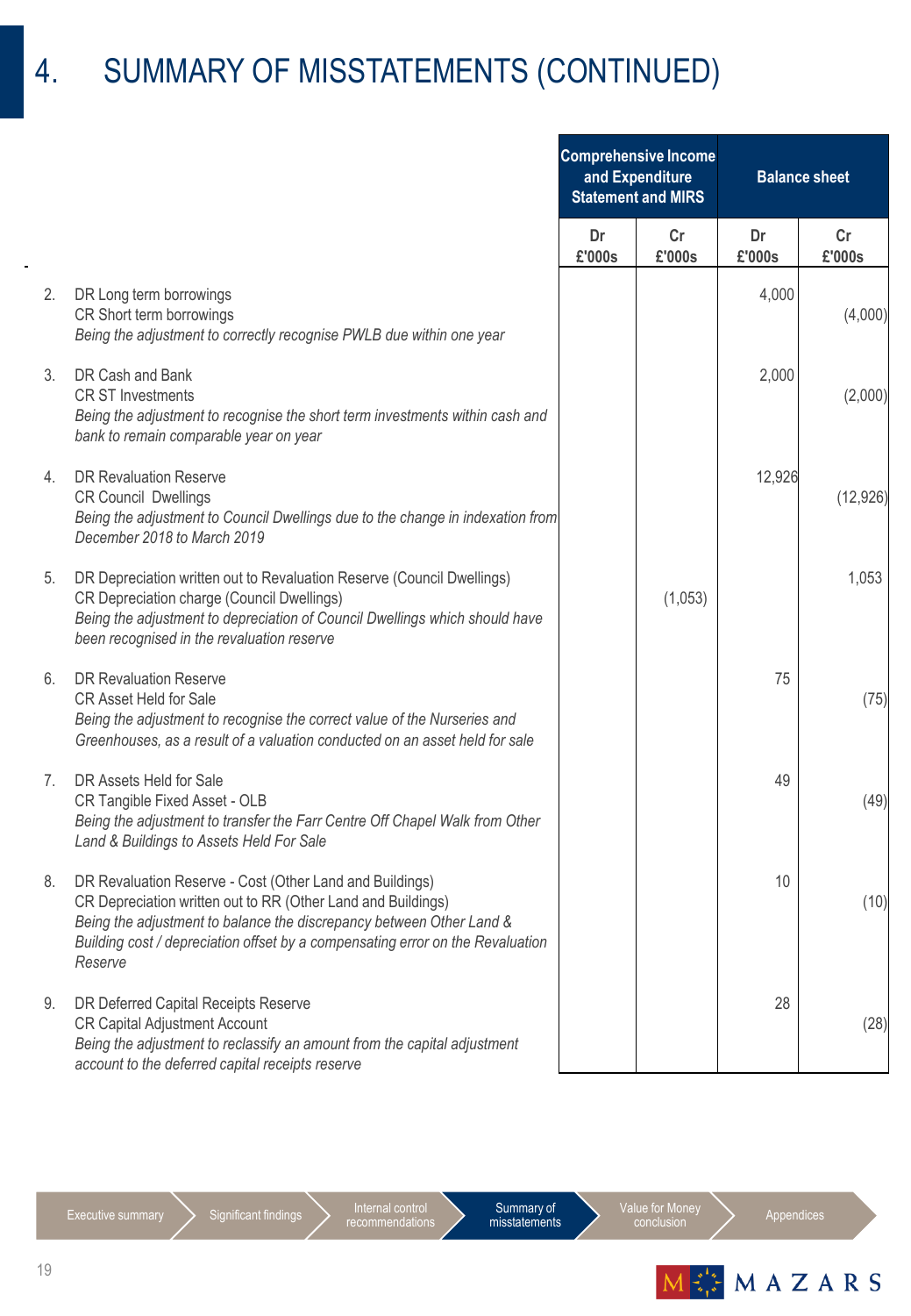# 4. SUMMARY OF MISSTATEMENTS (CONTINUED)

| | | Comprehensive Income and Expenditure Statement and MIRS | | Balance sheet | |
|---|---|---|---|---|---|
| | | Dr £'000s | Cr £'000s | Dr £'000s | Cr £'000s |
| 2. | DR Long term borrowings<br>CR Short term borrowings<br>*Being the adjustment to correctly recognise PWLB due within one year* | | | 4,000 | (4,000) |
| 3. | DR Cash and Bank<br>CR ST Investments<br>*Being the adjustment to recognise the short term investments within cash and bank to remain comparable year on year* | | | 2,000 | (2,000) |
| 4. | DR Revaluation Reserve<br>CR Council Dwellings<br>*Being the adjustment to Council Dwellings due to the change in indexation from December 2018 to March 2019* | | | 12,926 | (12,926) |
| 5. | DR Depreciation written out to Revaluation Reserve (Council Dwellings)<br>CR Depreciation charge (Council Dwellings)<br>*Being the adjustment to depreciation of Council Dwellings which should have been recognised in the revaluation reserve* | | (1,053) | | 1,053 |
| 6. | DR Revaluation Reserve<br>CR Asset Held for Sale<br>*Being the adjustment to recognise the correct value of the Nurseries and Greenhouses, as a result of a valuation conducted on an asset held for sale* | | | 75 | (75) |
| 7. | DR Assets Held for Sale<br>CR Tangible Fixed Asset - OLB<br>*Being the adjustment to transfer the Farr Centre Off Chapel Walk from Other Land & Buildings to Assets Held For Sale* | | | 49 | (49) |
| 8. | DR Revaluation Reserve - Cost (Other Land and Buildings)<br>CR Depreciation written out to RR (Other Land and Buildings)<br>*Being the adjustment to balance the discrepancy between Other Land & Building cost / depreciation offset by a compensating error on the Revaluation Reserve* | | | 10 | (10) |
| 9. | DR Deferred Capital Receipts Reserve<br>CR Capital Adjustment Account<br>*Being the adjustment to reclassify an amount from the capital adjustment account to the deferred capital receipts reserve* | | | 28 | (28) |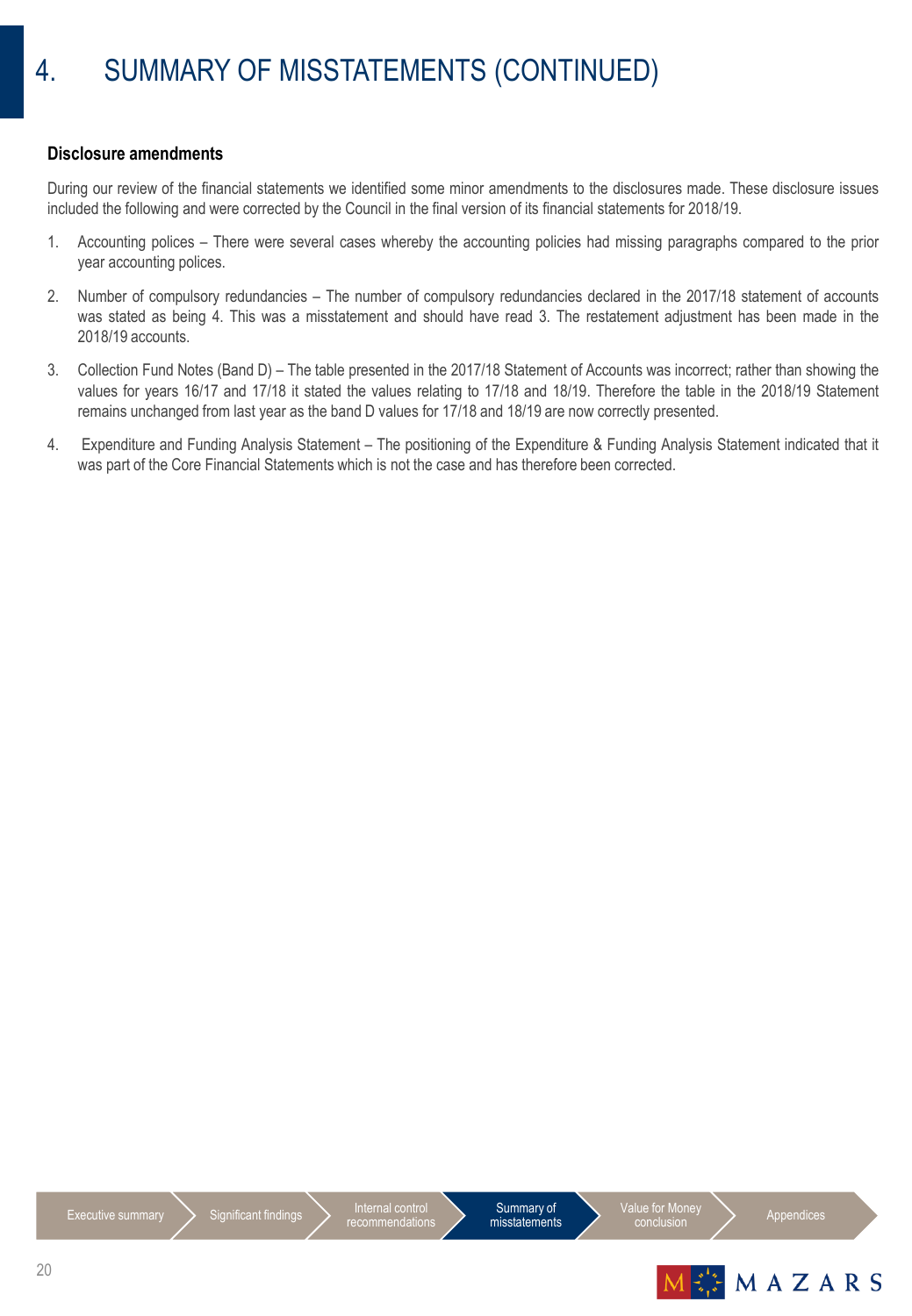# 4. SUMMARY OF MISSTATEMENTS (CONTINUED)

### Disclosure amendments

During our review of the financial statements we identified some minor amendments to the disclosures made. These disclosure issues included the following and were corrected by the Council in the final version of its financial statements for 2018/19.

1. Accounting polices – There were several cases whereby the accounting policies had missing paragraphs compared to the prior year accounting polices.
2. Number of compulsory redundancies – The number of compulsory redundancies declared in the 2017/18 statement of accounts was stated as being 4. This was a misstatement and should have read 3. The restatement adjustment has been made in the 2018/19 accounts.
3. Collection Fund Notes (Band D) – The table presented in the 2017/18 Statement of Accounts was incorrect; rather than showing the values for years 16/17 and 17/18 it stated the values relating to 17/18 and 18/19. Therefore the table in the 2018/19 Statement remains unchanged from last year as the band D values for 17/18 and 18/19 are now correctly presented.
4. Expenditure and Funding Analysis Statement – The positioning of the Expenditure & Funding Analysis Statement indicated that it was part of the Core Financial Statements which is not the case and has therefore been corrected.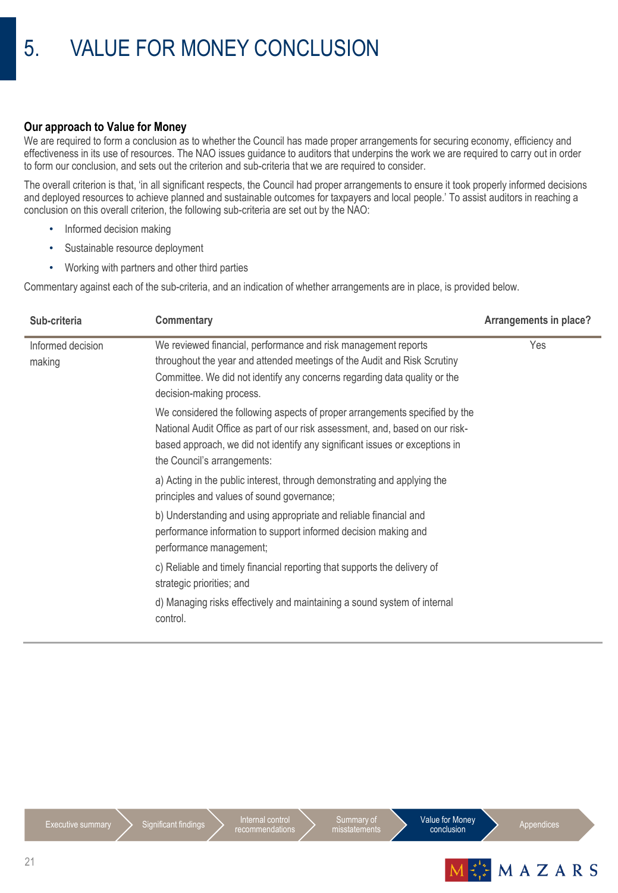# 5. VALUE FOR MONEY CONCLUSION

## Our approach to Value for Money

We are required to form a conclusion as to whether the Council has made proper arrangements for securing economy, efficiency and effectiveness in its use of resources. The NAO issues guidance to auditors that underpins the work we are required to carry out in order to form our conclusion, and sets out the criterion and sub-criteria that we are required to consider.

The overall criterion is that, 'in all significant respects, the Council had proper arrangements to ensure it took properly informed decisions and deployed resources to achieve planned and sustainable outcomes for taxpayers and local people.' To assist auditors in reaching a conclusion on this overall criterion, the following sub-criteria are set out by the NAO:

- Informed decision making
- Sustainable resource deployment
- Working with partners and other third parties

Commentary against each of the sub-criteria, and an indication of whether arrangements are in place, is provided below.

| Sub-criteria | Commentary | Arrangements in place? |
|---|---|---|
| Informed decision making | We reviewed financial, performance and risk management reports throughout the year and attended meetings of the Audit and Risk Scrutiny Committee. We did not identify any concerns regarding data quality or the decision-making process.<br><br>We considered the following aspects of proper arrangements specified by the National Audit Office as part of our risk assessment, and, based on our risk-based approach, we did not identify any significant issues or exceptions in the Council's arrangements:<br><br>a) Acting in the public interest, through demonstrating and applying the principles and values of sound governance;<br><br>b) Understanding and using appropriate and reliable financial and performance information to support informed decision making and performance management;<br><br>c) Reliable and timely financial reporting that supports the delivery of strategic priorities; and<br><br>d) Managing risks effectively and maintaining a sound system of internal control. | Yes |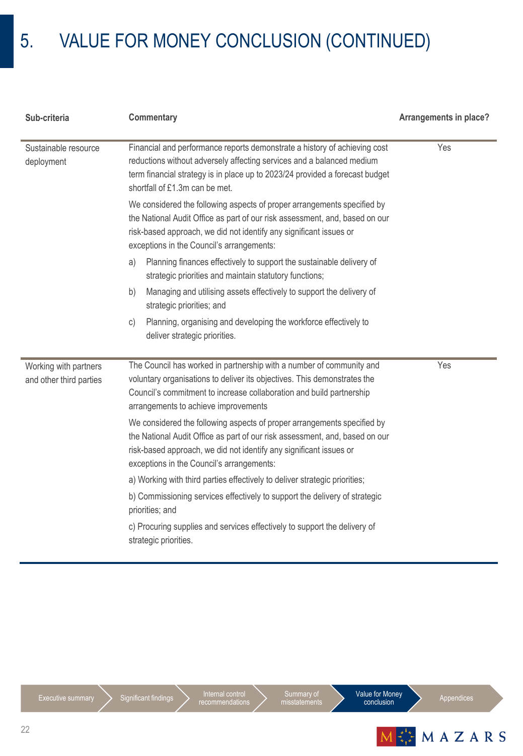# 5. VALUE FOR MONEY CONCLUSION (CONTINUED)

| Sub-criteria | Commentary | Arrangements in place? |
|---|---|---|
| Sustainable resource deployment | Financial and performance reports demonstrate a history of achieving cost reductions without adversely affecting services and a balanced medium term financial strategy is in place up to 2023/24 provided a forecast budget shortfall of £1.3m can be met.<br><br>We considered the following aspects of proper arrangements specified by the National Audit Office as part of our risk assessment, and, based on our risk-based approach, we did not identify any significant issues or exceptions in the Council's arrangements:<br><br>a) Planning finances effectively to support the sustainable delivery of strategic priorities and maintain statutory functions;<br><br>b) Managing and utilising assets effectively to support the delivery of strategic priorities; and<br><br>c) Planning, organising and developing the workforce effectively to deliver strategic priorities. | Yes |
| Working with partners and other third parties | The Council has worked in partnership with a number of community and voluntary organisations to deliver its objectives. This demonstrates the Council's commitment to increase collaboration and build partnership arrangements to achieve improvements<br><br>We considered the following aspects of proper arrangements specified by the National Audit Office as part of our risk assessment, and, based on our risk-based approach, we did not identify any significant issues or exceptions in the Council's arrangements:<br><br>a) Working with third parties effectively to deliver strategic priorities;<br><br>b) Commissioning services effectively to support the delivery of strategic priorities; and<br><br>c) Procuring supplies and services effectively to support the delivery of strategic priorities. | Yes |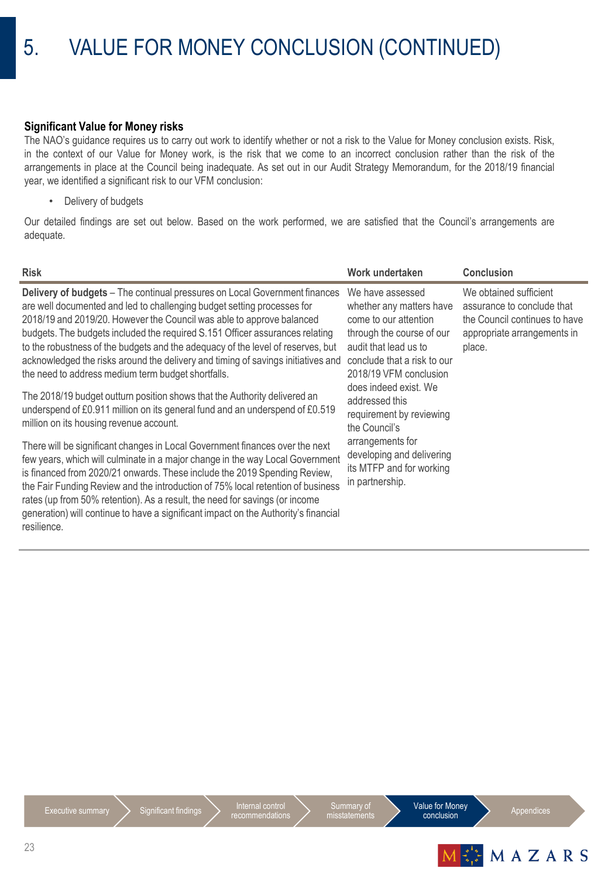# 5. VALUE FOR MONEY CONCLUSION (CONTINUED)

### Significant Value for Money risks

The NAO's guidance requires us to carry out work to identify whether or not a risk to the Value for Money conclusion exists. Risk, in the context of our Value for Money work, is the risk that we come to an incorrect conclusion rather than the risk of the arrangements in place at the Council being inadequate. As set out in our Audit Strategy Memorandum, for the 2018/19 financial year, we identified a significant risk to our VFM conclusion:

- Delivery of budgets

Our detailed findings are set out below. Based on the work performed, we are satisfied that the Council's arrangements are adequate.

| Risk | Work undertaken | Conclusion |
|---|---|---|
| **Delivery of budgets** – The continual pressures on Local Government finances are well documented and led to challenging budget setting processes for 2018/19 and 2019/20. However the Council was able to approve balanced budgets. The budgets included the required S.151 Officer assurances relating to the robustness of the budgets and the adequacy of the level of reserves, but acknowledged the risks around the delivery and timing of savings initiatives and the need to address medium term budget shortfalls.<br><br>The 2018/19 budget outturn position shows that the Authority delivered an underspend of £0.911 million on its general fund and an underspend of £0.519 million on its housing revenue account.<br><br>There will be significant changes in Local Government finances over the next few years, which will culminate in a major change in the way Local Government is financed from 2020/21 onwards. These include the 2019 Spending Review, the Fair Funding Review and the introduction of 75% local retention of business rates (up from 50% retention). As a result, the need for savings (or income generation) will continue to have a significant impact on the Authority's financial resilience. | We have assessed whether any matters have come to our attention through the course of our audit that lead us to conclude that a risk to our 2018/19 VFM conclusion does indeed exist. We addressed this requirement by reviewing the Council's arrangements for developing and delivering its MTFP and for working in partnership. | We obtained sufficient assurance to conclude that the Council continues to have appropriate arrangements in place. |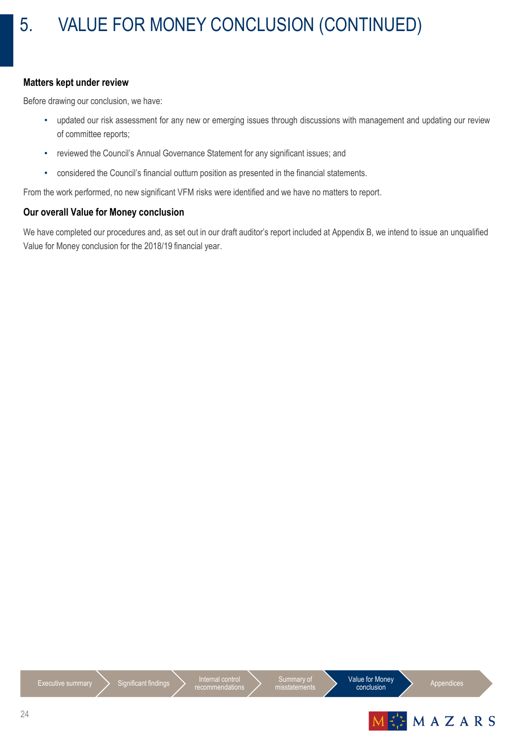# 5. VALUE FOR MONEY CONCLUSION (CONTINUED)

**Matters kept under review**

Before drawing our conclusion, we have:

- updated our risk assessment for any new or emerging issues through discussions with management and updating our review of committee reports;
- reviewed the Council's Annual Governance Statement for any significant issues; and
- considered the Council's financial outturn position as presented in the financial statements.

From the work performed, no new significant VFM risks were identified and we have no matters to report.

**Our overall Value for Money conclusion**

We have completed our procedures and, as set out in our draft auditor's report included at Appendix B, we intend to issue an unqualified Value for Money conclusion for the 2018/19 financial year.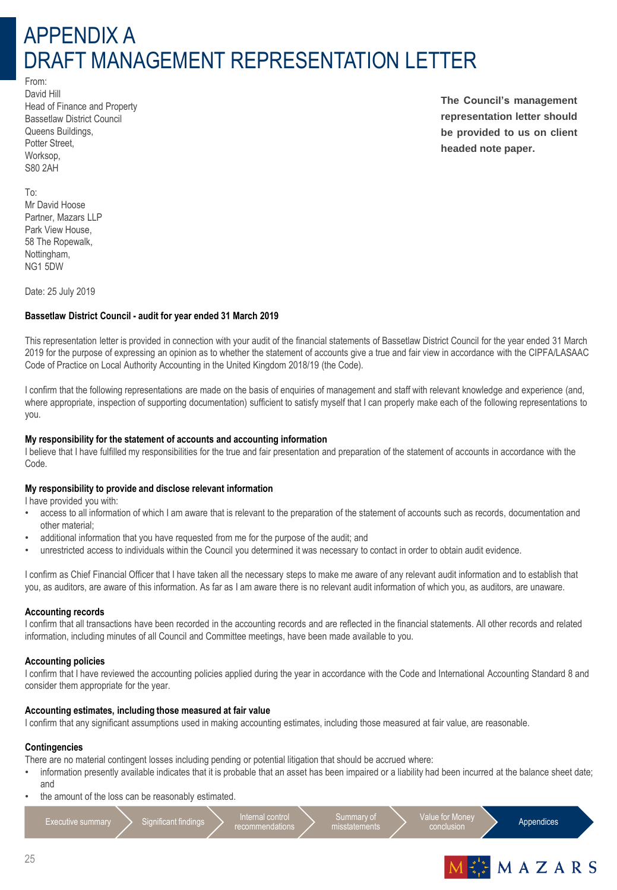# APPENDIX A
# DRAFT MANAGEMENT REPRESENTATION LETTER

**The Council's management representation letter should be provided to us on client headed note paper.**

From:
David Hill
Head of Finance and Property
Bassetlaw District Council
Queens Buildings,
Potter Street,
Worksop,
S80 2AH

To:
Mr David Hoose
Partner, Mazars LLP
Park View House,
58 The Ropewalk,
Nottingham,
NG1 5DW

Date: 25 July 2019

**Bassetlaw District Council - audit for year ended 31 March 2019**

This representation letter is provided in connection with your audit of the financial statements of Bassetlaw District Council for the year ended 31 March 2019 for the purpose of expressing an opinion as to whether the statement of accounts give a true and fair view in accordance with the CIPFA/LASAAC Code of Practice on Local Authority Accounting in the United Kingdom 2018/19 (the Code).

I confirm that the following representations are made on the basis of enquiries of management and staff with relevant knowledge and experience (and, where appropriate, inspection of supporting documentation) sufficient to satisfy myself that I can properly make each of the following representations to you.

**My responsibility for the statement of accounts and accounting information**

I believe that I have fulfilled my responsibilities for the true and fair presentation and preparation of the statement of accounts in accordance with the Code.

**My responsibility to provide and disclose relevant information**

I have provided you with:

- access to all information of which I am aware that is relevant to the preparation of the statement of accounts such as records, documentation and other material;
- additional information that you have requested from me for the purpose of the audit; and
- unrestricted access to individuals within the Council you determined it was necessary to contact in order to obtain audit evidence.

I confirm as Chief Financial Officer that I have taken all the necessary steps to make me aware of any relevant audit information and to establish that you, as auditors, are aware of this information. As far as I am aware there is no relevant audit information of which you, as auditors, are unaware.

**Accounting records**

I confirm that all transactions have been recorded in the accounting records and are reflected in the financial statements. All other records and related information, including minutes of all Council and Committee meetings, have been made available to you.

**Accounting policies**

I confirm that I have reviewed the accounting policies applied during the year in accordance with the Code and International Accounting Standard 8 and consider them appropriate for the year.

**Accounting estimates, including those measured at fair value**

I confirm that any significant assumptions used in making accounting estimates, including those measured at fair value, are reasonable.

**Contingencies**

There are no material contingent losses including pending or potential litigation that should be accrued where:

- information presently available indicates that it is probable that an asset has been impaired or a liability had been incurred at the balance sheet date; and
- the amount of the loss can be reasonably estimated.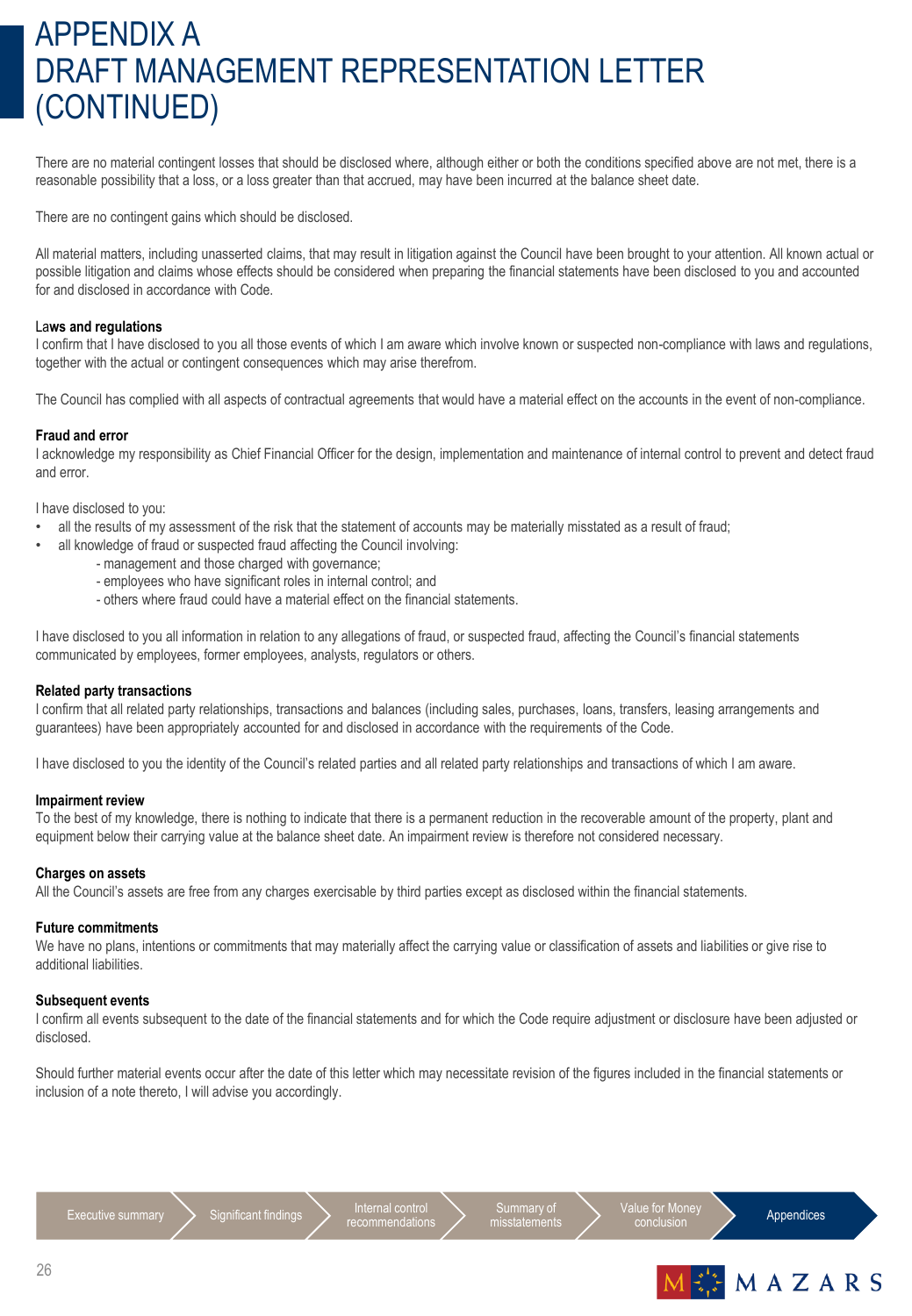# APPENDIX A
# DRAFT MANAGEMENT REPRESENTATION LETTER (CONTINUED)

There are no material contingent losses that should be disclosed where, although either or both the conditions specified above are not met, there is a reasonable possibility that a loss, or a loss greater than that accrued, may have been incurred at the balance sheet date.

There are no contingent gains which should be disclosed.

All material matters, including unasserted claims, that may result in litigation against the Council have been brought to your attention. All known actual or possible litigation and claims whose effects should be considered when preparing the financial statements have been disclosed to you and accounted for and disclosed in accordance with Code.

**Laws and regulations**
I confirm that I have disclosed to you all those events of which I am aware which involve known or suspected non-compliance with laws and regulations, together with the actual or contingent consequences which may arise therefrom.

The Council has complied with all aspects of contractual agreements that would have a material effect on the accounts in the event of non-compliance.

**Fraud and error**
I acknowledge my responsibility as Chief Financial Officer for the design, implementation and maintenance of internal control to prevent and detect fraud and error.

I have disclosed to you:

- all the results of my assessment of the risk that the statement of accounts may be materially misstated as a result of fraud;
- all knowledge of fraud or suspected fraud affecting the Council involving:
  - management and those charged with governance;
  - employees who have significant roles in internal control; and
  - others where fraud could have a material effect on the financial statements.

I have disclosed to you all information in relation to any allegations of fraud, or suspected fraud, affecting the Council's financial statements communicated by employees, former employees, analysts, regulators or others.

**Related party transactions**
I confirm that all related party relationships, transactions and balances (including sales, purchases, loans, transfers, leasing arrangements and guarantees) have been appropriately accounted for and disclosed in accordance with the requirements of the Code.

I have disclosed to you the identity of the Council's related parties and all related party relationships and transactions of which I am aware.

**Impairment review**
To the best of my knowledge, there is nothing to indicate that there is a permanent reduction in the recoverable amount of the property, plant and equipment below their carrying value at the balance sheet date. An impairment review is therefore not considered necessary.

**Charges on assets**
All the Council's assets are free from any charges exercisable by third parties except as disclosed within the financial statements.

**Future commitments**
We have no plans, intentions or commitments that may materially affect the carrying value or classification of assets and liabilities or give rise to additional liabilities.

**Subsequent events**
I confirm all events subsequent to the date of the financial statements and for which the Code require adjustment or disclosure have been adjusted or disclosed.

Should further material events occur after the date of this letter which may necessitate revision of the figures included in the financial statements or inclusion of a note thereto, I will advise you accordingly.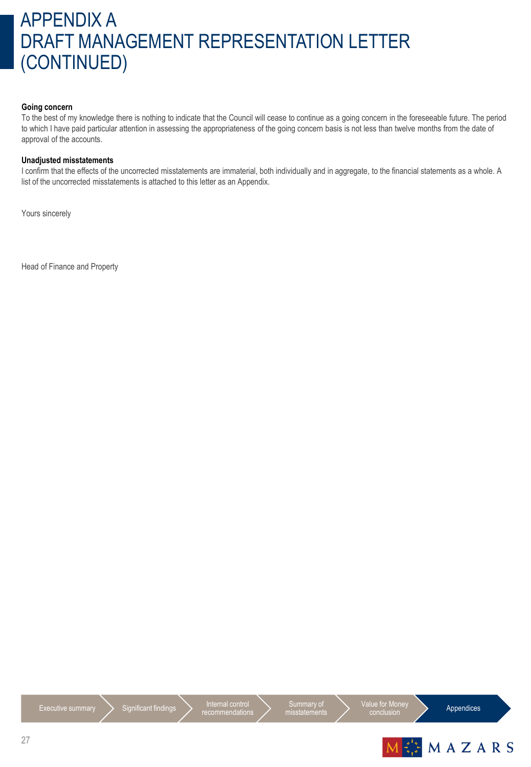# APPENDIX A
# DRAFT MANAGEMENT REPRESENTATION LETTER (CONTINUED)

**Going concern**

To the best of my knowledge there is nothing to indicate that the Council will cease to continue as a going concern in the foreseeable future. The period to which I have paid particular attention in assessing the appropriateness of the going concern basis is not less than twelve months from the date of approval of the accounts.

**Unadjusted misstatements**

I confirm that the effects of the uncorrected misstatements are immaterial, both individually and in aggregate, to the financial statements as a whole. A list of the uncorrected misstatements is attached to this letter as an Appendix.

Yours sincerely

Head of Finance and Property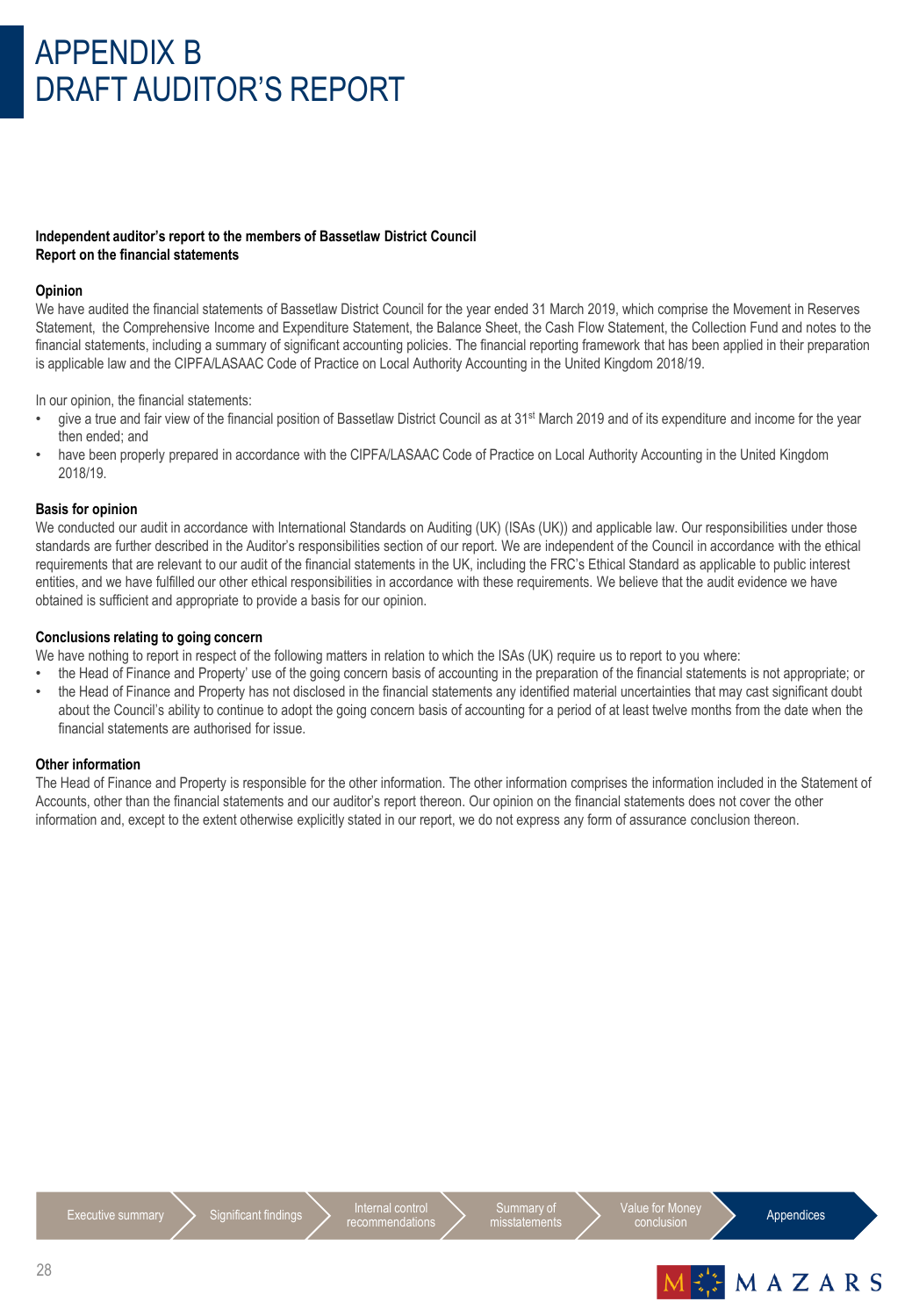# APPENDIX B
# DRAFT AUDITOR'S REPORT

**Independent auditor's report to the members of Bassetlaw District Council**
**Report on the financial statements**

**Opinion**

We have audited the financial statements of Bassetlaw District Council for the year ended 31 March 2019, which comprise the Movement in Reserves Statement, the Comprehensive Income and Expenditure Statement, the Balance Sheet, the Cash Flow Statement, the Collection Fund and notes to the financial statements, including a summary of significant accounting policies. The financial reporting framework that has been applied in their preparation is applicable law and the CIPFA/LASAAC Code of Practice on Local Authority Accounting in the United Kingdom 2018/19.

In our opinion, the financial statements:

- give a true and fair view of the financial position of Bassetlaw District Council as at 31st March 2019 and of its expenditure and income for the year then ended; and
- have been properly prepared in accordance with the CIPFA/LASAAC Code of Practice on Local Authority Accounting in the United Kingdom 2018/19.

**Basis for opinion**

We conducted our audit in accordance with International Standards on Auditing (UK) (ISAs (UK)) and applicable law. Our responsibilities under those standards are further described in the Auditor's responsibilities section of our report. We are independent of the Council in accordance with the ethical requirements that are relevant to our audit of the financial statements in the UK, including the FRC's Ethical Standard as applicable to public interest entities, and we have fulfilled our other ethical responsibilities in accordance with these requirements. We believe that the audit evidence we have obtained is sufficient and appropriate to provide a basis for our opinion.

**Conclusions relating to going concern**

We have nothing to report in respect of the following matters in relation to which the ISAs (UK) require us to report to you where:

- the Head of Finance and Property' use of the going concern basis of accounting in the preparation of the financial statements is not appropriate; or
- the Head of Finance and Property has not disclosed in the financial statements any identified material uncertainties that may cast significant doubt about the Council's ability to continue to adopt the going concern basis of accounting for a period of at least twelve months from the date when the financial statements are authorised for issue.

**Other information**

The Head of Finance and Property is responsible for the other information. The other information comprises the information included in the Statement of Accounts, other than the financial statements and our auditor's report thereon. Our opinion on the financial statements does not cover the other information and, except to the extent otherwise explicitly stated in our report, we do not express any form of assurance conclusion thereon.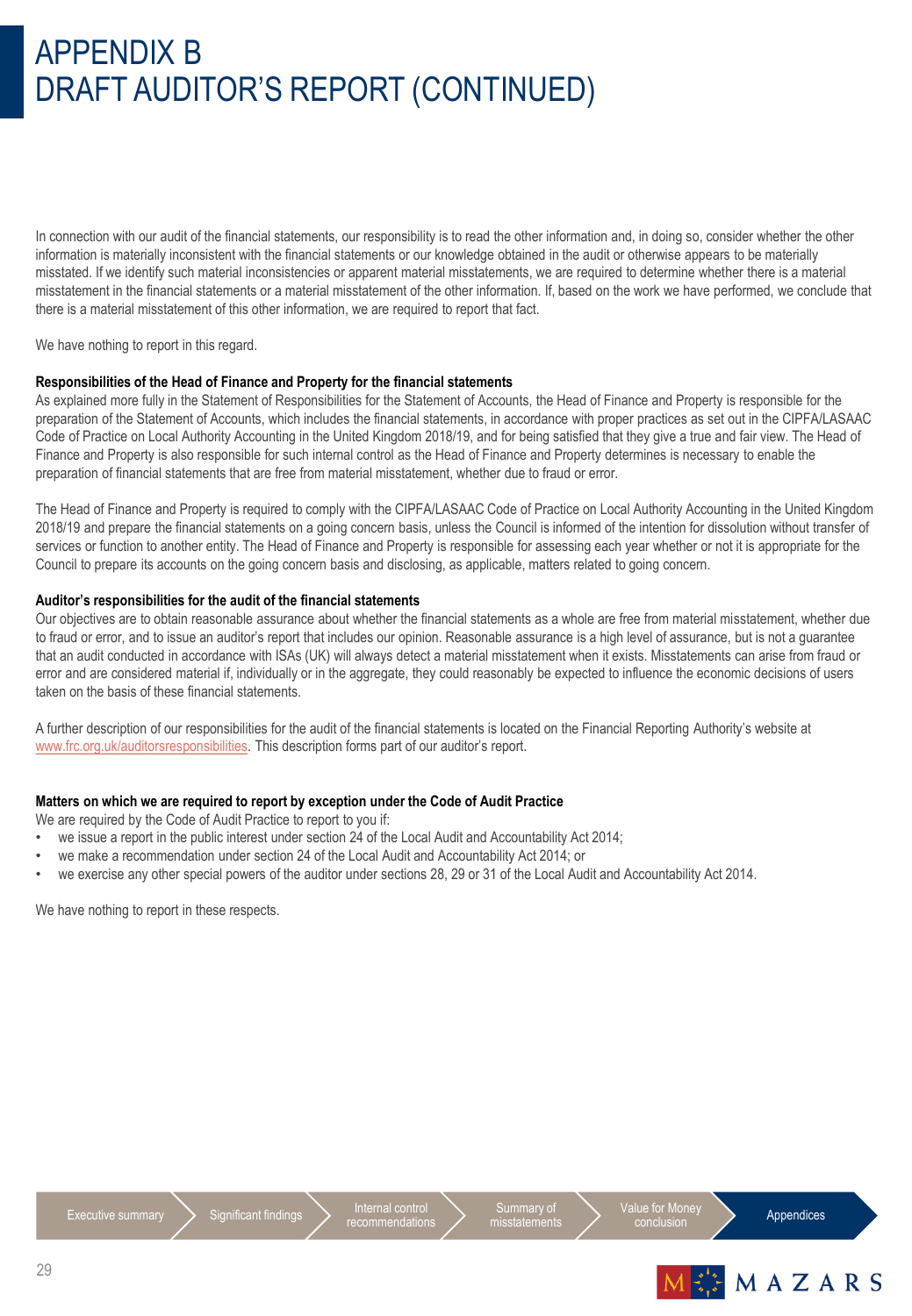# APPENDIX B
# DRAFT AUDITOR'S REPORT (CONTINUED)

In connection with our audit of the financial statements, our responsibility is to read the other information and, in doing so, consider whether the other information is materially inconsistent with the financial statements or our knowledge obtained in the audit or otherwise appears to be materially misstated. If we identify such material inconsistencies or apparent material misstatements, we are required to determine whether there is a material misstatement in the financial statements or a material misstatement of the other information. If, based on the work we have performed, we conclude that there is a material misstatement of this other information, we are required to report that fact.

We have nothing to report in this regard.

**Responsibilities of the Head of Finance and Property for the financial statements**

As explained more fully in the Statement of Responsibilities for the Statement of Accounts, the Head of Finance and Property is responsible for the preparation of the Statement of Accounts, which includes the financial statements, in accordance with proper practices as set out in the CIPFA/LASAAC Code of Practice on Local Authority Accounting in the United Kingdom 2018/19, and for being satisfied that they give a true and fair view. The Head of Finance and Property is also responsible for such internal control as the Head of Finance and Property determines is necessary to enable the preparation of financial statements that are free from material misstatement, whether due to fraud or error.

The Head of Finance and Property is required to comply with the CIPFA/LASAAC Code of Practice on Local Authority Accounting in the United Kingdom 2018/19 and prepare the financial statements on a going concern basis, unless the Council is informed of the intention for dissolution without transfer of services or function to another entity. The Head of Finance and Property is responsible for assessing each year whether or not it is appropriate for the Council to prepare its accounts on the going concern basis and disclosing, as applicable, matters related to going concern.

**Auditor's responsibilities for the audit of the financial statements**

Our objectives are to obtain reasonable assurance about whether the financial statements as a whole are free from material misstatement, whether due to fraud or error, and to issue an auditor's report that includes our opinion. Reasonable assurance is a high level of assurance, but is not a guarantee that an audit conducted in accordance with ISAs (UK) will always detect a material misstatement when it exists. Misstatements can arise from fraud or error and are considered material if, individually or in the aggregate, they could reasonably be expected to influence the economic decisions of users taken on the basis of these financial statements.

A further description of our responsibilities for the audit of the financial statements is located on the Financial Reporting Authority's website at www.frc.org.uk/auditorsresponsibilities. This description forms part of our auditor's report.

**Matters on which we are required to report by exception under the Code of Audit Practice**

We are required by the Code of Audit Practice to report to you if:

- we issue a report in the public interest under section 24 of the Local Audit and Accountability Act 2014;
- we make a recommendation under section 24 of the Local Audit and Accountability Act 2014; or
- we exercise any other special powers of the auditor under sections 28, 29 or 31 of the Local Audit and Accountability Act 2014.

We have nothing to report in these respects.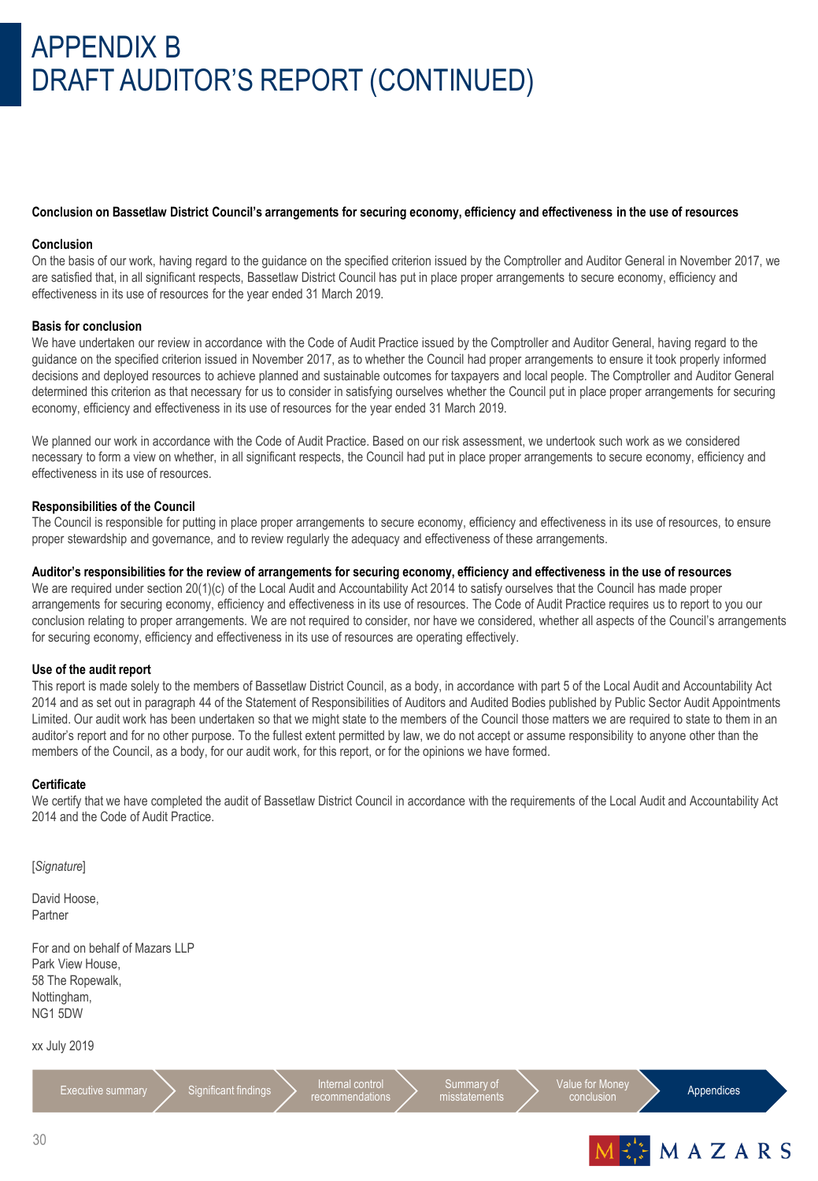# APPENDIX B
# DRAFT AUDITOR'S REPORT (CONTINUED)

**Conclusion on Bassetlaw District Council's arrangements for securing economy, efficiency and effectiveness in the use of resources**

**Conclusion**

On the basis of our work, having regard to the guidance on the specified criterion issued by the Comptroller and Auditor General in November 2017, we are satisfied that, in all significant respects, Bassetlaw District Council has put in place proper arrangements to secure economy, efficiency and effectiveness in its use of resources for the year ended 31 March 2019.

**Basis for conclusion**

We have undertaken our review in accordance with the Code of Audit Practice issued by the Comptroller and Auditor General, having regard to the guidance on the specified criterion issued in November 2017, as to whether the Council had proper arrangements to ensure it took properly informed decisions and deployed resources to achieve planned and sustainable outcomes for taxpayers and local people. The Comptroller and Auditor General determined this criterion as that necessary for us to consider in satisfying ourselves whether the Council put in place proper arrangements for securing economy, efficiency and effectiveness in its use of resources for the year ended 31 March 2019.

We planned our work in accordance with the Code of Audit Practice. Based on our risk assessment, we undertook such work as we considered necessary to form a view on whether, in all significant respects, the Council had put in place proper arrangements to secure economy, efficiency and effectiveness in its use of resources.

**Responsibilities of the Council**

The Council is responsible for putting in place proper arrangements to secure economy, efficiency and effectiveness in its use of resources, to ensure proper stewardship and governance, and to review regularly the adequacy and effectiveness of these arrangements.

**Auditor's responsibilities for the review of arrangements for securing economy, efficiency and effectiveness in the use of resources**

We are required under section 20(1)(c) of the Local Audit and Accountability Act 2014 to satisfy ourselves that the Council has made proper arrangements for securing economy, efficiency and effectiveness in its use of resources. The Code of Audit Practice requires us to report to you our conclusion relating to proper arrangements. We are not required to consider, nor have we considered, whether all aspects of the Council's arrangements for securing economy, efficiency and effectiveness in its use of resources are operating effectively.

**Use of the audit report**

This report is made solely to the members of Bassetlaw District Council, as a body, in accordance with part 5 of the Local Audit and Accountability Act 2014 and as set out in paragraph 44 of the Statement of Responsibilities of Auditors and Audited Bodies published by Public Sector Audit Appointments Limited. Our audit work has been undertaken so that we might state to the members of the Council those matters we are required to state to them in an auditor's report and for no other purpose. To the fullest extent permitted by law, we do not accept or assume responsibility to anyone other than the members of the Council, as a body, for our audit work, for this report, or for the opinions we have formed.

**Certificate**

We certify that we have completed the audit of Bassetlaw District Council in accordance with the requirements of the Local Audit and Accountability Act 2014 and the Code of Audit Practice.

[*Signature*]

David Hoose,
Partner

For and on behalf of Mazars LLP
Park View House,
58 The Ropewalk,
Nottingham,
NG1 5DW

xx July 2019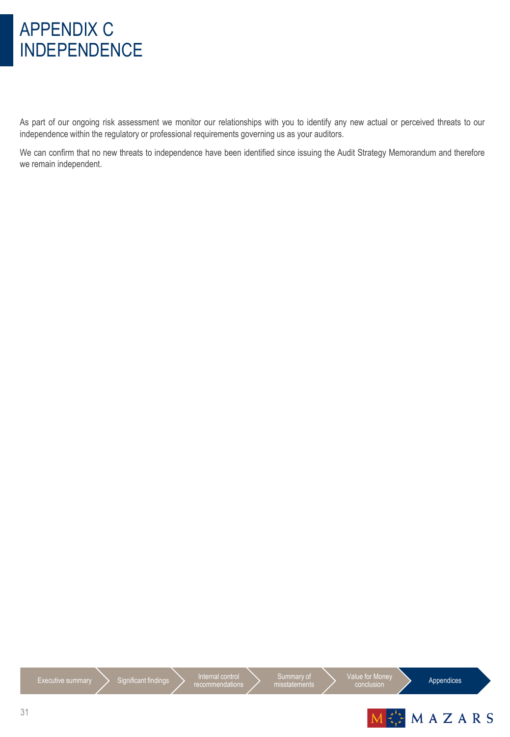# APPENDIX C INDEPENDENCE

As part of our ongoing risk assessment we monitor our relationships with you to identify any new actual or perceived threats to our independence within the regulatory or professional requirements governing us as your auditors.

We can confirm that no new threats to independence have been identified since issuing the Audit Strategy Memorandum and therefore we remain independent.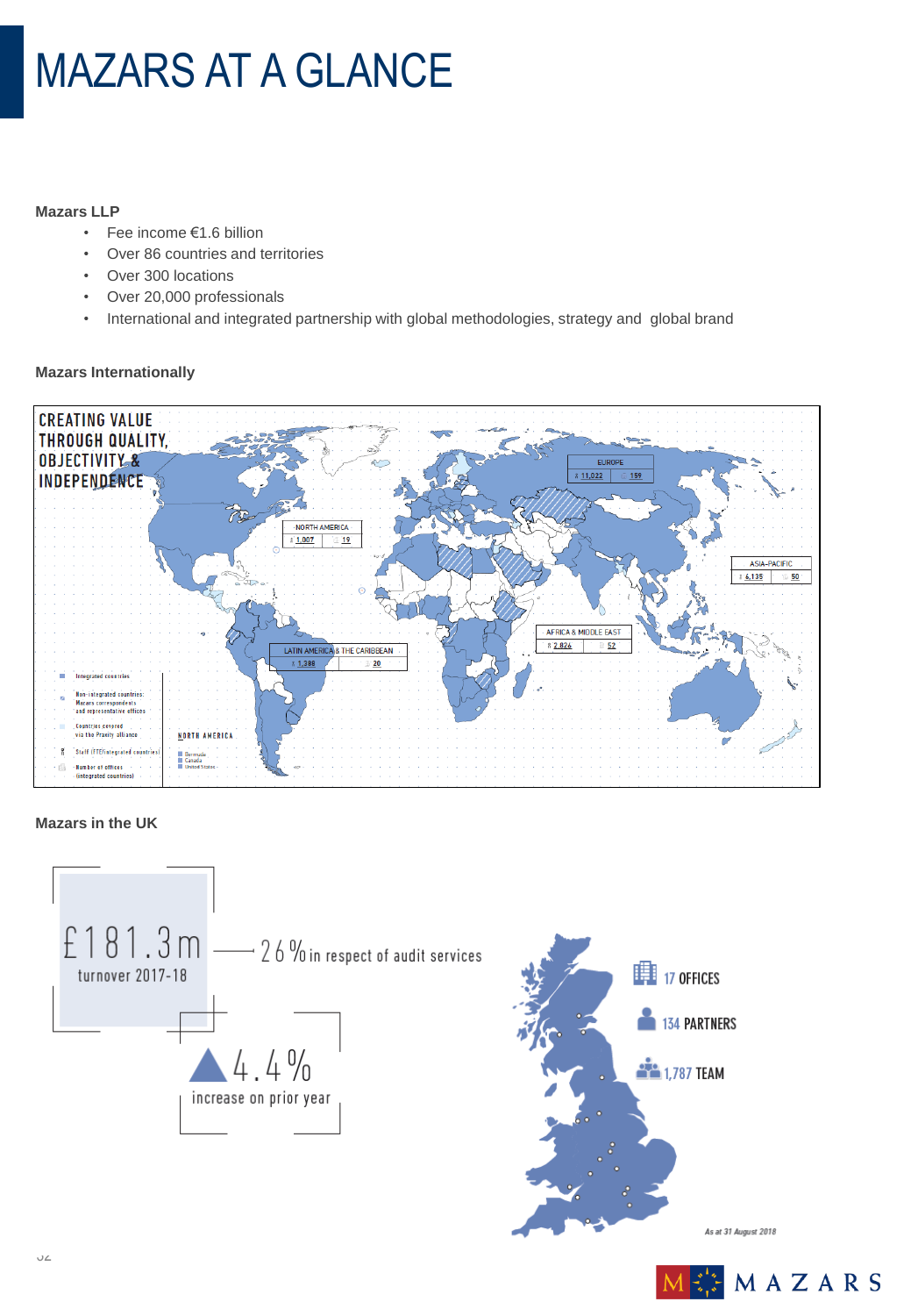# MAZARS AT A GLANCE

**Mazars LLP**

- Fee income €1.6 billion
- Over 86 countries and territories
- Over 300 locations
- Over 20,000 professionals
- International and integrated partnership with global methodologies, strategy and global brand

**Mazars Internationally**

CREATING VALUE THROUGH QUALITY, OBJECTIVITY & INDEPENDENCE

| Region | Staff (FTE) | Number of offices |
| --- | --- | --- |
| EUROPE | 11,022 | 159 |
| NORTH AMERICA | 1,007 | 19 |
| ASIA-PACIFIC | 6,135 | 50 |
| AFRICA & MIDDLE EAST | 2,824 | 52 |
| LATIN AMERICA & THE CARIBBEAN | 1,388 | 20 |

Integrated countries

Non-integrated countries: Mazars correspondents and representative offices

Countries covered via the Praxity alliance

Staff (FTE)(integrated countries)

Number of offices (integrated countries)

NORTH AMERICA: Bermuda, Canada, United States

**Mazars in the UK**

£181.3m turnover 2017-18 — 26% in respect of audit services

4.4% increase on prior year

17 OFFICES

134 PARTNERS

1,787 TEAM

*As at 31 August 2018*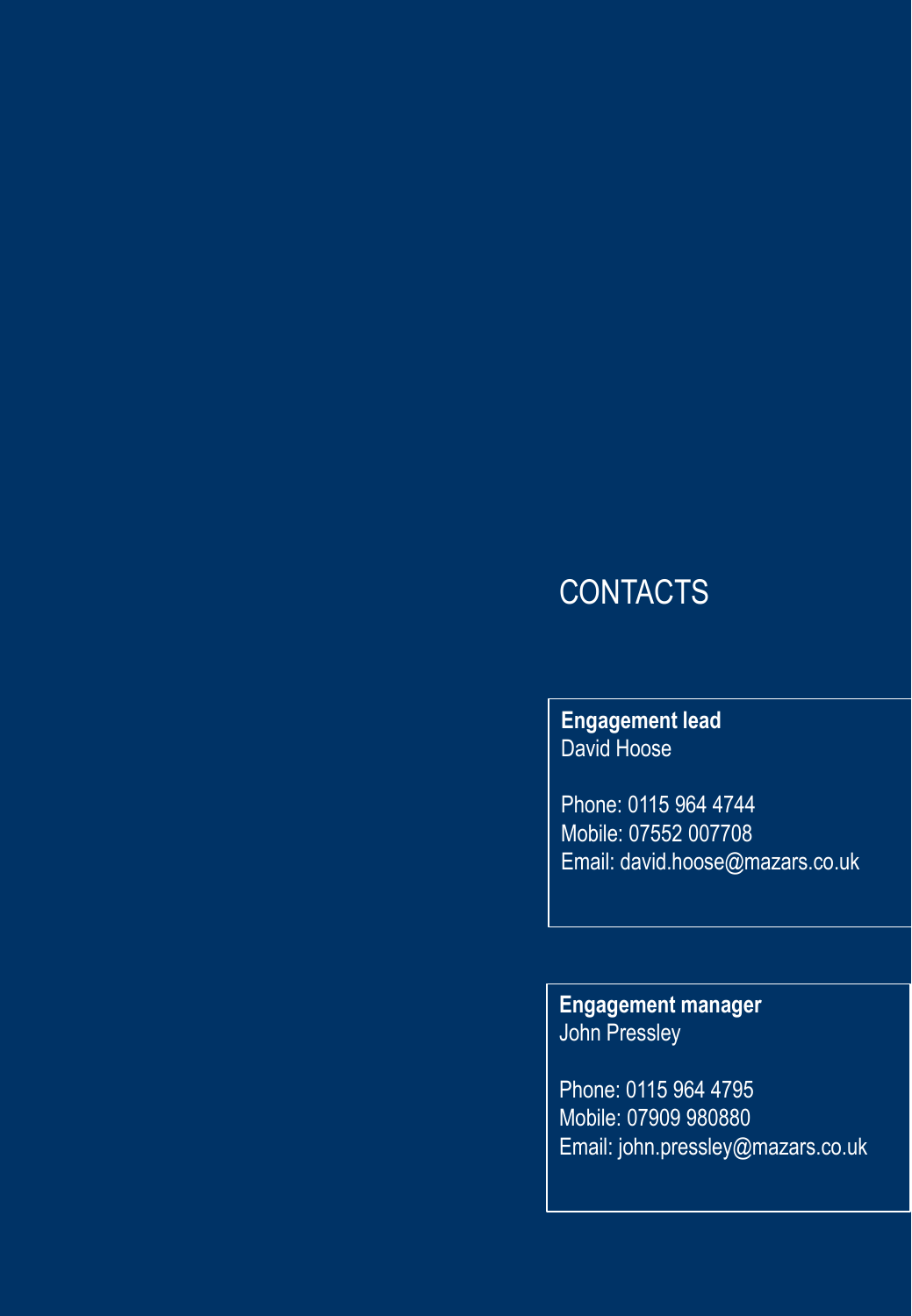# CONTACTS

**Engagement lead**
David Hoose

Phone: 0115 964 4744
Mobile: 07552 007708
Email: david.hoose@mazars.co.uk

**Engagement manager**
John Pressley

Phone: 0115 964 4795
Mobile: 07909 980880
Email: john.pressley@mazars.co.uk